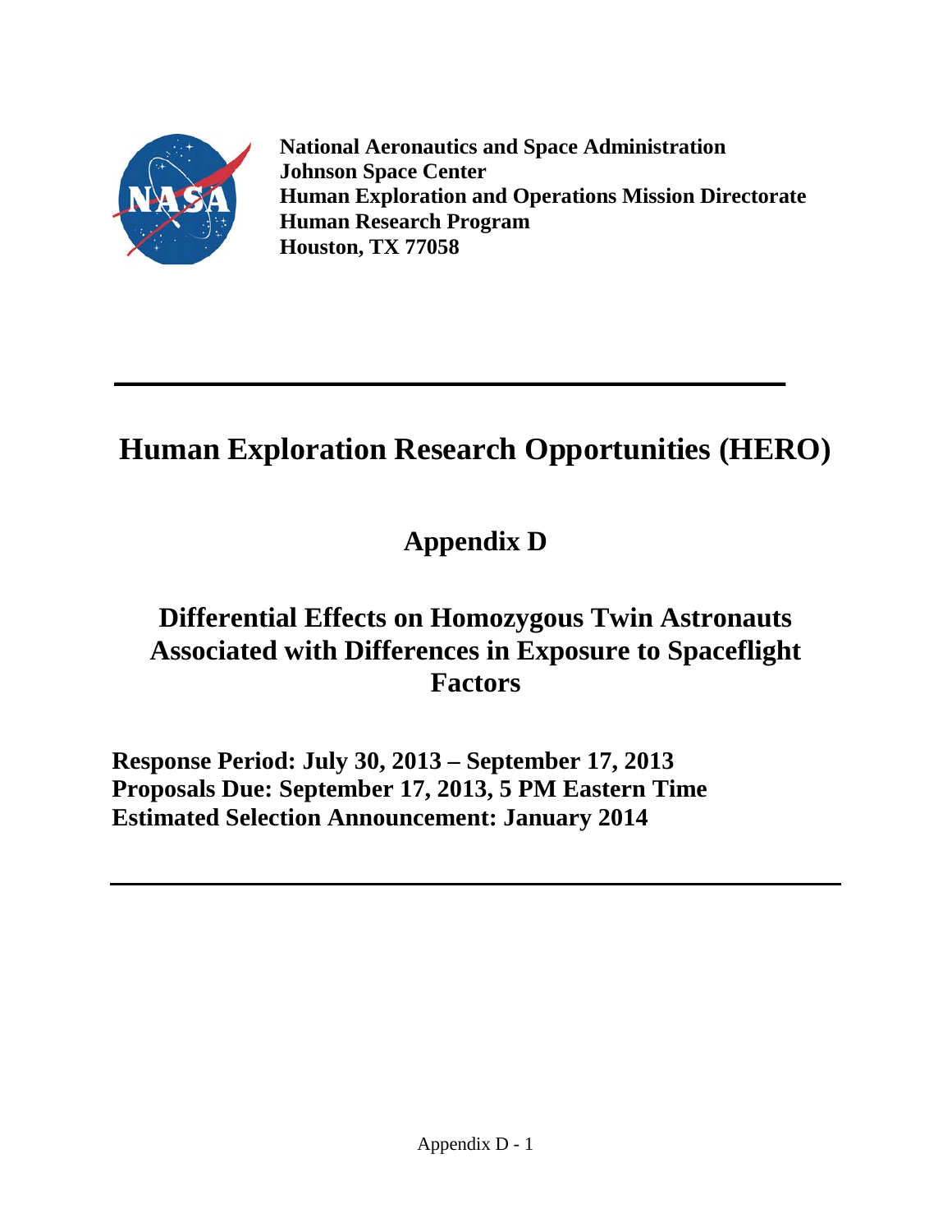**National Aeronautics and Space Administration**
**Johnson Space Center**
**Human Exploration and Operations Mission Directorate**
**Human Research Program**
**Houston, TX 77058**

---

# Human Exploration Research Opportunities (HERO)

## Appendix D

## Differential Effects on Homozygous Twin Astronauts Associated with Differences in Exposure to Spaceflight Factors

**Response Period: July 30, 2013 – September 17, 2013**
**Proposals Due: September 17, 2013, 5 PM Eastern Time**
**Estimated Selection Announcement: January 2014**

---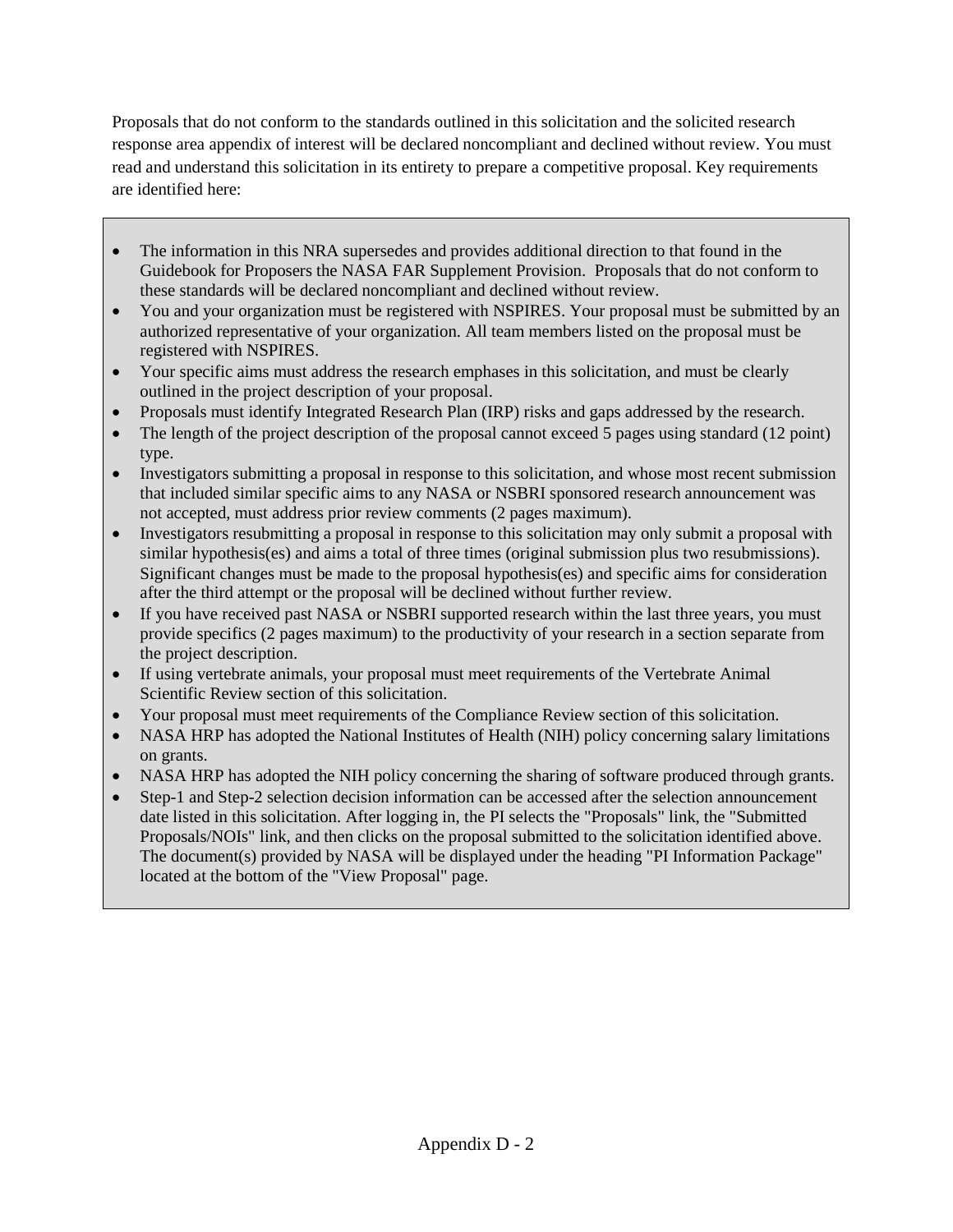Proposals that do not conform to the standards outlined in this solicitation and the solicited research response area appendix of interest will be declared noncompliant and declined without review. You must read and understand this solicitation in its entirety to prepare a competitive proposal. Key requirements are identified here:

- The information in this NRA supersedes and provides additional direction to that found in the Guidebook for Proposers the NASA FAR Supplement Provision. Proposals that do not conform to these standards will be declared noncompliant and declined without review.
- You and your organization must be registered with NSPIRES. Your proposal must be submitted by an authorized representative of your organization. All team members listed on the proposal must be registered with NSPIRES.
- Your specific aims must address the research emphases in this solicitation, and must be clearly outlined in the project description of your proposal.
- Proposals must identify Integrated Research Plan (IRP) risks and gaps addressed by the research.
- The length of the project description of the proposal cannot exceed 5 pages using standard (12 point) type.
- Investigators submitting a proposal in response to this solicitation, and whose most recent submission that included similar specific aims to any NASA or NSBRI sponsored research announcement was not accepted, must address prior review comments (2 pages maximum).
- Investigators resubmitting a proposal in response to this solicitation may only submit a proposal with similar hypothesis(es) and aims a total of three times (original submission plus two resubmissions). Significant changes must be made to the proposal hypothesis(es) and specific aims for consideration after the third attempt or the proposal will be declined without further review.
- If you have received past NASA or NSBRI supported research within the last three years, you must provide specifics (2 pages maximum) to the productivity of your research in a section separate from the project description.
- If using vertebrate animals, your proposal must meet requirements of the Vertebrate Animal Scientific Review section of this solicitation.
- Your proposal must meet requirements of the Compliance Review section of this solicitation.
- NASA HRP has adopted the National Institutes of Health (NIH) policy concerning salary limitations on grants.
- NASA HRP has adopted the NIH policy concerning the sharing of software produced through grants.
- Step-1 and Step-2 selection decision information can be accessed after the selection announcement date listed in this solicitation. After logging in, the PI selects the "Proposals" link, the "Submitted Proposals/NOIs" link, and then clicks on the proposal submitted to the solicitation identified above. The document(s) provided by NASA will be displayed under the heading "PI Information Package" located at the bottom of the "View Proposal" page.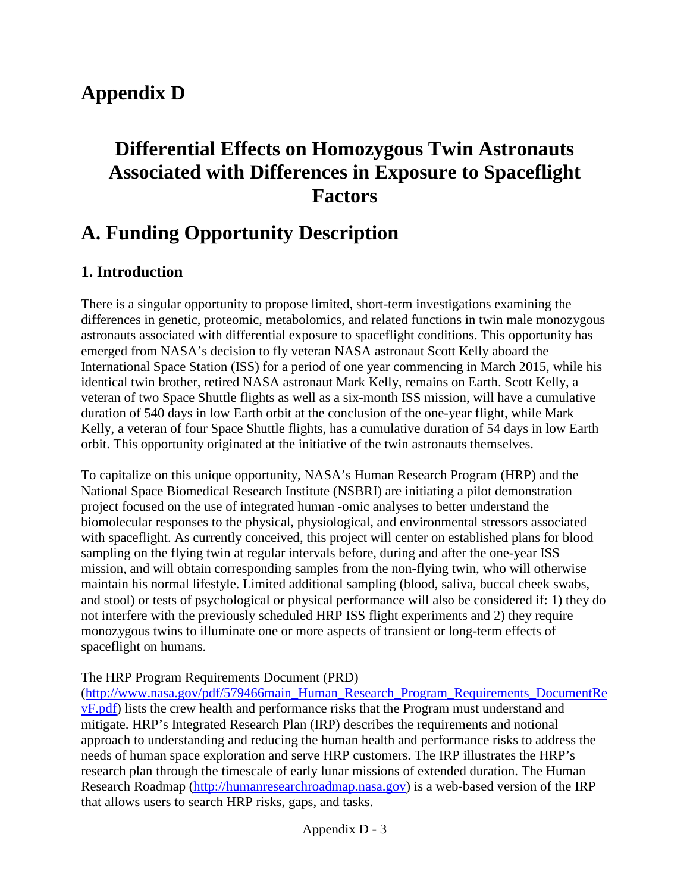# Appendix D

# Differential Effects on Homozygous Twin Astronauts Associated with Differences in Exposure to Spaceflight Factors

# A. Funding Opportunity Description

## 1. Introduction

There is a singular opportunity to propose limited, short-term investigations examining the differences in genetic, proteomic, metabolomics, and related functions in twin male monozygous astronauts associated with differential exposure to spaceflight conditions. This opportunity has emerged from NASA's decision to fly veteran NASA astronaut Scott Kelly aboard the International Space Station (ISS) for a period of one year commencing in March 2015, while his identical twin brother, retired NASA astronaut Mark Kelly, remains on Earth. Scott Kelly, a veteran of two Space Shuttle flights as well as a six-month ISS mission, will have a cumulative duration of 540 days in low Earth orbit at the conclusion of the one-year flight, while Mark Kelly, a veteran of four Space Shuttle flights, has a cumulative duration of 54 days in low Earth orbit. This opportunity originated at the initiative of the twin astronauts themselves.

To capitalize on this unique opportunity, NASA's Human Research Program (HRP) and the National Space Biomedical Research Institute (NSBRI) are initiating a pilot demonstration project focused on the use of integrated human -omic analyses to better understand the biomolecular responses to the physical, physiological, and environmental stressors associated with spaceflight. As currently conceived, this project will center on established plans for blood sampling on the flying twin at regular intervals before, during and after the one-year ISS mission, and will obtain corresponding samples from the non-flying twin, who will otherwise maintain his normal lifestyle. Limited additional sampling (blood, saliva, buccal cheek swabs, and stool) or tests of psychological or physical performance will also be considered if: 1) they do not interfere with the previously scheduled HRP ISS flight experiments and 2) they require monozygous twins to illuminate one or more aspects of transient or long-term effects of spaceflight on humans.

The HRP Program Requirements Document (PRD) (http://www.nasa.gov/pdf/579466main_Human_Research_Program_Requirements_DocumentRevF.pdf) lists the crew health and performance risks that the Program must understand and mitigate. HRP's Integrated Research Plan (IRP) describes the requirements and notional approach to understanding and reducing the human health and performance risks to address the needs of human space exploration and serve HRP customers. The IRP illustrates the HRP's research plan through the timescale of early lunar missions of extended duration. The Human Research Roadmap (http://humanresearchroadmap.nasa.gov) is a web-based version of the IRP that allows users to search HRP risks, gaps, and tasks.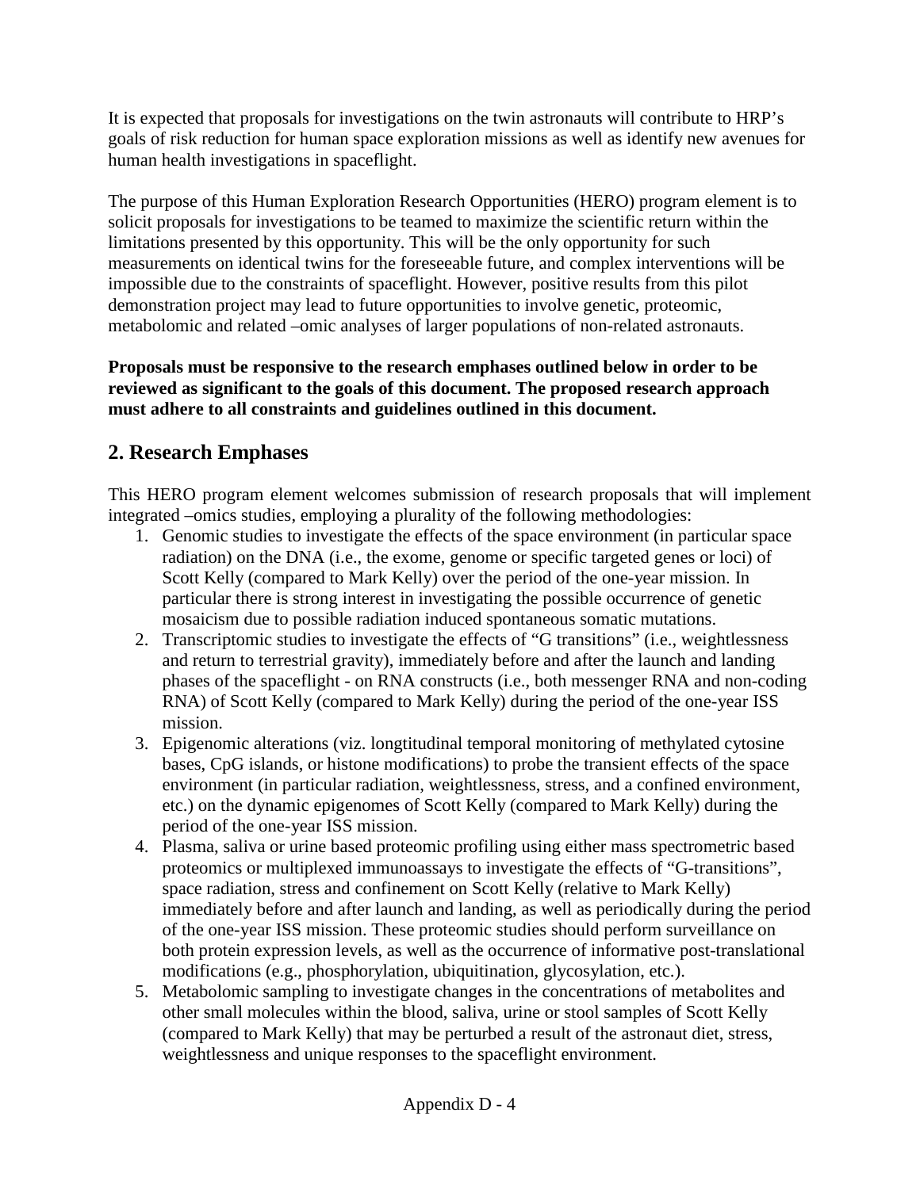It is expected that proposals for investigations on the twin astronauts will contribute to HRP's goals of risk reduction for human space exploration missions as well as identify new avenues for human health investigations in spaceflight.

The purpose of this Human Exploration Research Opportunities (HERO) program element is to solicit proposals for investigations to be teamed to maximize the scientific return within the limitations presented by this opportunity. This will be the only opportunity for such measurements on identical twins for the foreseeable future, and complex interventions will be impossible due to the constraints of spaceflight. However, positive results from this pilot demonstration project may lead to future opportunities to involve genetic, proteomic, metabolomic and related –omic analyses of larger populations of non-related astronauts.

**Proposals must be responsive to the research emphases outlined below in order to be reviewed as significant to the goals of this document. The proposed research approach must adhere to all constraints and guidelines outlined in this document.**

## 2. Research Emphases

This HERO program element welcomes submission of research proposals that will implement integrated –omics studies, employing a plurality of the following methodologies:

1. Genomic studies to investigate the effects of the space environment (in particular space radiation) on the DNA (i.e., the exome, genome or specific targeted genes or loci) of Scott Kelly (compared to Mark Kelly) over the period of the one-year mission. In particular there is strong interest in investigating the possible occurrence of genetic mosaicism due to possible radiation induced spontaneous somatic mutations.
2. Transcriptomic studies to investigate the effects of "G transitions" (i.e., weightlessness and return to terrestrial gravity), immediately before and after the launch and landing phases of the spaceflight - on RNA constructs (i.e., both messenger RNA and non-coding RNA) of Scott Kelly (compared to Mark Kelly) during the period of the one-year ISS mission.
3. Epigenomic alterations (viz. longtitudinal temporal monitoring of methylated cytosine bases, CpG islands, or histone modifications) to probe the transient effects of the space environment (in particular radiation, weightlessness, stress, and a confined environment, etc.) on the dynamic epigenomes of Scott Kelly (compared to Mark Kelly) during the period of the one-year ISS mission.
4. Plasma, saliva or urine based proteomic profiling using either mass spectrometric based proteomics or multiplexed immunoassays to investigate the effects of "G-transitions", space radiation, stress and confinement on Scott Kelly (relative to Mark Kelly) immediately before and after launch and landing, as well as periodically during the period of the one-year ISS mission. These proteomic studies should perform surveillance on both protein expression levels, as well as the occurrence of informative post-translational modifications (e.g., phosphorylation, ubiquitination, glycosylation, etc.).
5. Metabolomic sampling to investigate changes in the concentrations of metabolites and other small molecules within the blood, saliva, urine or stool samples of Scott Kelly (compared to Mark Kelly) that may be perturbed a result of the astronaut diet, stress, weightlessness and unique responses to the spaceflight environment.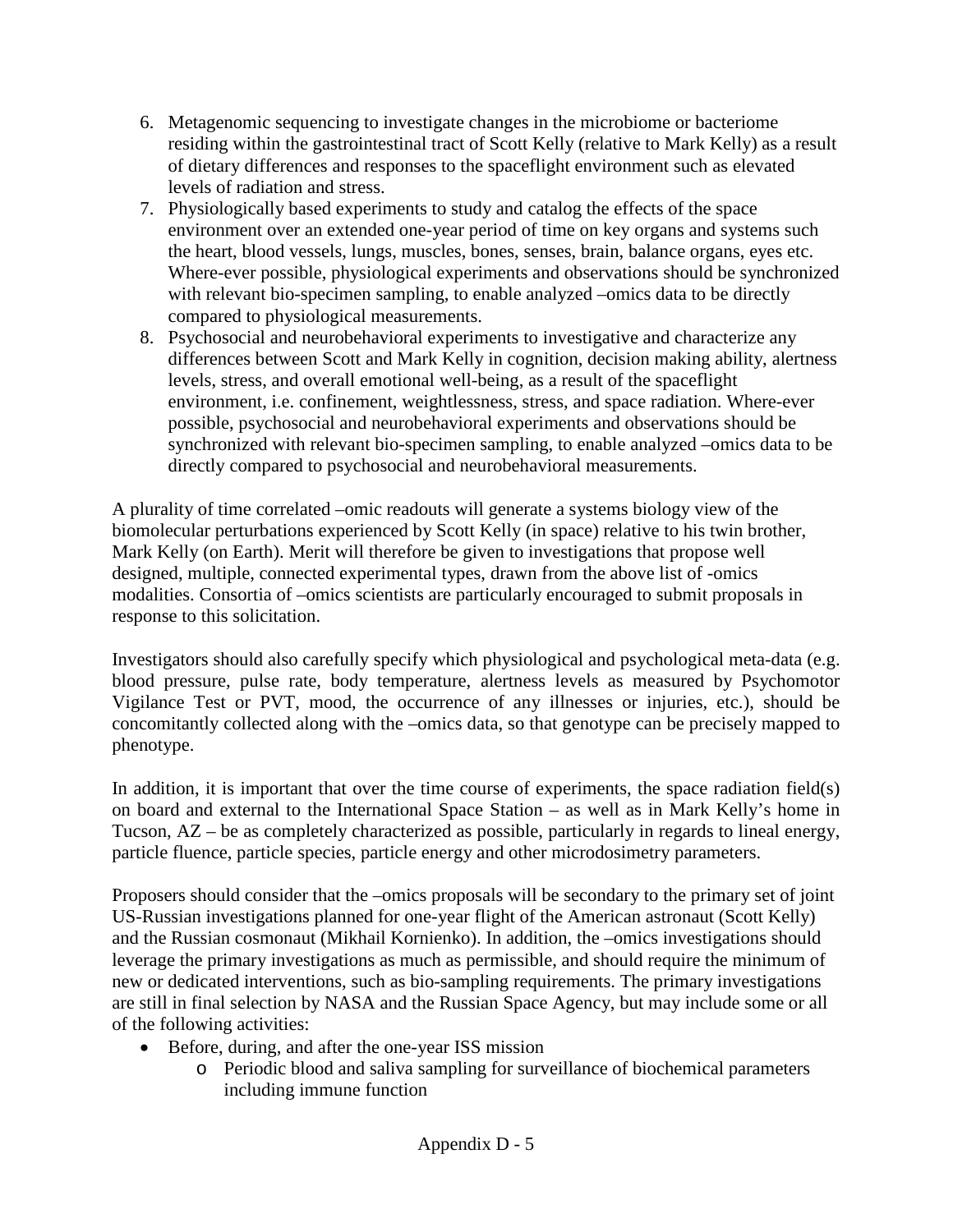6. Metagenomic sequencing to investigate changes in the microbiome or bacteriome residing within the gastrointestinal tract of Scott Kelly (relative to Mark Kelly) as a result of dietary differences and responses to the spaceflight environment such as elevated levels of radiation and stress.
7. Physiologically based experiments to study and catalog the effects of the space environment over an extended one-year period of time on key organs and systems such the heart, blood vessels, lungs, muscles, bones, senses, brain, balance organs, eyes etc. Where-ever possible, physiological experiments and observations should be synchronized with relevant bio-specimen sampling, to enable analyzed –omics data to be directly compared to physiological measurements.
8. Psychosocial and neurobehavioral experiments to investigative and characterize any differences between Scott and Mark Kelly in cognition, decision making ability, alertness levels, stress, and overall emotional well-being, as a result of the spaceflight environment, i.e. confinement, weightlessness, stress, and space radiation. Where-ever possible, psychosocial and neurobehavioral experiments and observations should be synchronized with relevant bio-specimen sampling, to enable analyzed –omics data to be directly compared to psychosocial and neurobehavioral measurements.

A plurality of time correlated –omic readouts will generate a systems biology view of the biomolecular perturbations experienced by Scott Kelly (in space) relative to his twin brother, Mark Kelly (on Earth). Merit will therefore be given to investigations that propose well designed, multiple, connected experimental types, drawn from the above list of -omics modalities. Consortia of –omics scientists are particularly encouraged to submit proposals in response to this solicitation.

Investigators should also carefully specify which physiological and psychological meta-data (e.g. blood pressure, pulse rate, body temperature, alertness levels as measured by Psychomotor Vigilance Test or PVT, mood, the occurrence of any illnesses or injuries, etc.), should be concomitantly collected along with the –omics data, so that genotype can be precisely mapped to phenotype.

In addition, it is important that over the time course of experiments, the space radiation field(s) on board and external to the International Space Station – as well as in Mark Kelly's home in Tucson, AZ – be as completely characterized as possible, particularly in regards to lineal energy, particle fluence, particle species, particle energy and other microdosimetry parameters.

Proposers should consider that the –omics proposals will be secondary to the primary set of joint US-Russian investigations planned for one-year flight of the American astronaut (Scott Kelly) and the Russian cosmonaut (Mikhail Kornienko). In addition, the –omics investigations should leverage the primary investigations as much as permissible, and should require the minimum of new or dedicated interventions, such as bio-sampling requirements. The primary investigations are still in final selection by NASA and the Russian Space Agency, but may include some or all of the following activities:

- Before, during, and after the one-year ISS mission
  - Periodic blood and saliva sampling for surveillance of biochemical parameters including immune function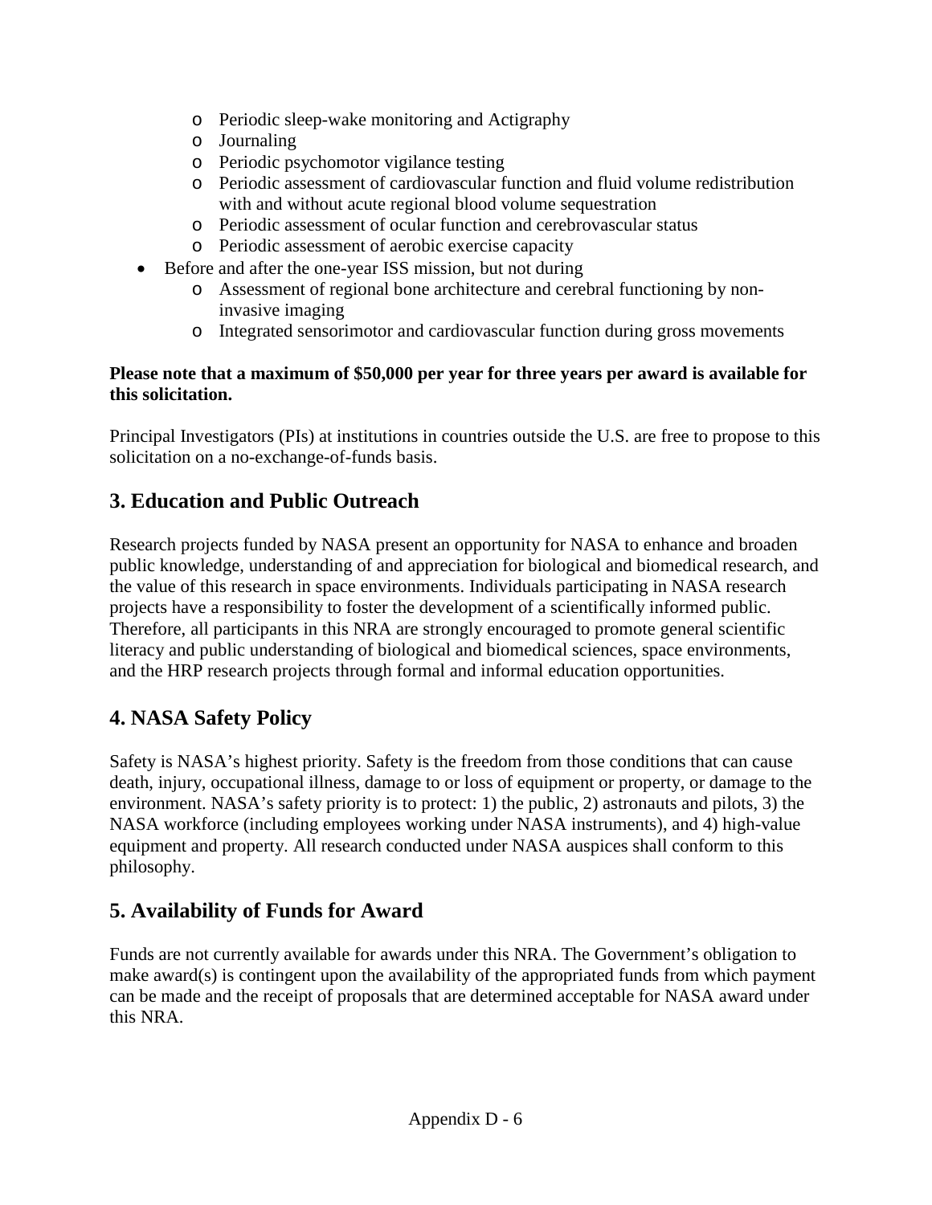- Periodic sleep-wake monitoring and Actigraphy
  - Journaling
  - Periodic psychomotor vigilance testing
  - Periodic assessment of cardiovascular function and fluid volume redistribution with and without acute regional blood volume sequestration
  - Periodic assessment of ocular function and cerebrovascular status
  - Periodic assessment of aerobic exercise capacity
- Before and after the one-year ISS mission, but not during
  - Assessment of regional bone architecture and cerebral functioning by non-invasive imaging
  - Integrated sensorimotor and cardiovascular function during gross movements

**Please note that a maximum of $50,000 per year for three years per award is available for this solicitation.**

Principal Investigators (PIs) at institutions in countries outside the U.S. are free to propose to this solicitation on a no-exchange-of-funds basis.

## 3. Education and Public Outreach

Research projects funded by NASA present an opportunity for NASA to enhance and broaden public knowledge, understanding of and appreciation for biological and biomedical research, and the value of this research in space environments. Individuals participating in NASA research projects have a responsibility to foster the development of a scientifically informed public. Therefore, all participants in this NRA are strongly encouraged to promote general scientific literacy and public understanding of biological and biomedical sciences, space environments, and the HRP research projects through formal and informal education opportunities.

## 4. NASA Safety Policy

Safety is NASA's highest priority. Safety is the freedom from those conditions that can cause death, injury, occupational illness, damage to or loss of equipment or property, or damage to the environment. NASA's safety priority is to protect: 1) the public, 2) astronauts and pilots, 3) the NASA workforce (including employees working under NASA instruments), and 4) high-value equipment and property. All research conducted under NASA auspices shall conform to this philosophy.

## 5. Availability of Funds for Award

Funds are not currently available for awards under this NRA. The Government's obligation to make award(s) is contingent upon the availability of the appropriated funds from which payment can be made and the receipt of proposals that are determined acceptable for NASA award under this NRA.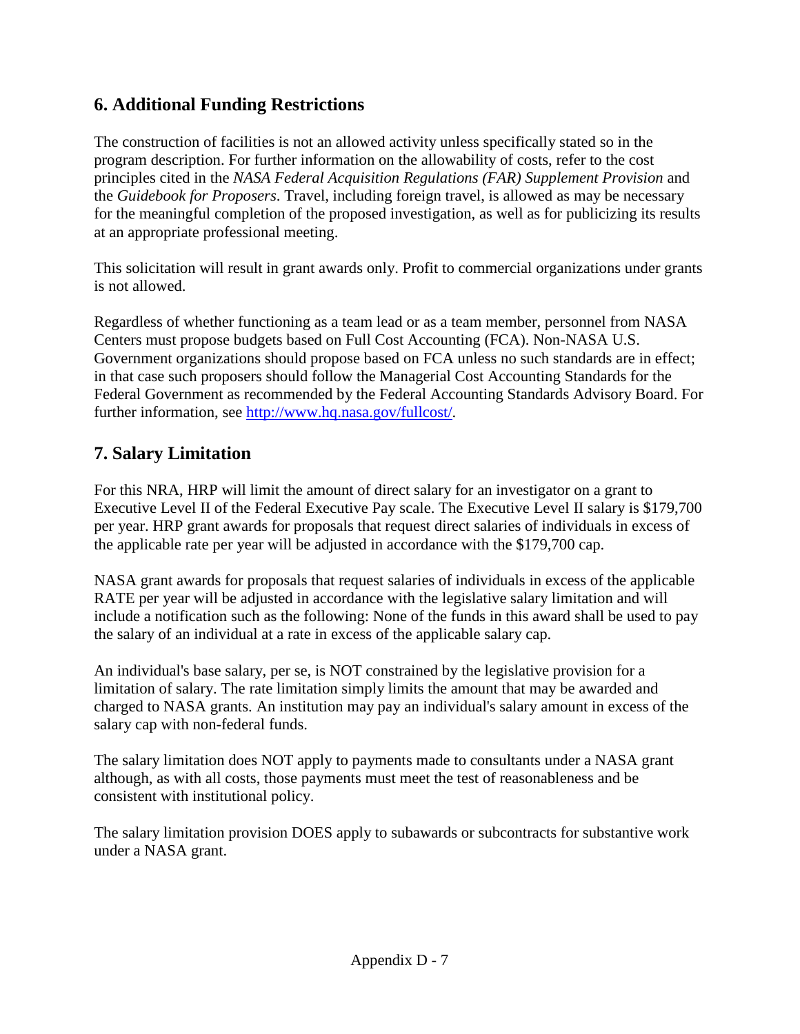## 6. Additional Funding Restrictions

The construction of facilities is not an allowed activity unless specifically stated so in the program description. For further information on the allowability of costs, refer to the cost principles cited in the *NASA Federal Acquisition Regulations (FAR) Supplement Provision* and the *Guidebook for Proposers*. Travel, including foreign travel, is allowed as may be necessary for the meaningful completion of the proposed investigation, as well as for publicizing its results at an appropriate professional meeting.

This solicitation will result in grant awards only. Profit to commercial organizations under grants is not allowed.

Regardless of whether functioning as a team lead or as a team member, personnel from NASA Centers must propose budgets based on Full Cost Accounting (FCA). Non-NASA U.S. Government organizations should propose based on FCA unless no such standards are in effect; in that case such proposers should follow the Managerial Cost Accounting Standards for the Federal Government as recommended by the Federal Accounting Standards Advisory Board. For further information, see [http://www.hq.nasa.gov/fullcost/](http://www.hq.nasa.gov/fullcost/).

## 7. Salary Limitation

For this NRA, HRP will limit the amount of direct salary for an investigator on a grant to Executive Level II of the Federal Executive Pay scale. The Executive Level II salary is $179,700 per year. HRP grant awards for proposals that request direct salaries of individuals in excess of the applicable rate per year will be adjusted in accordance with the $179,700 cap.

NASA grant awards for proposals that request salaries of individuals in excess of the applicable RATE per year will be adjusted in accordance with the legislative salary limitation and will include a notification such as the following: None of the funds in this award shall be used to pay the salary of an individual at a rate in excess of the applicable salary cap.

An individual's base salary, per se, is NOT constrained by the legislative provision for a limitation of salary. The rate limitation simply limits the amount that may be awarded and charged to NASA grants. An institution may pay an individual's salary amount in excess of the salary cap with non-federal funds.

The salary limitation does NOT apply to payments made to consultants under a NASA grant although, as with all costs, those payments must meet the test of reasonableness and be consistent with institutional policy.

The salary limitation provision DOES apply to subawards or subcontracts for substantive work under a NASA grant.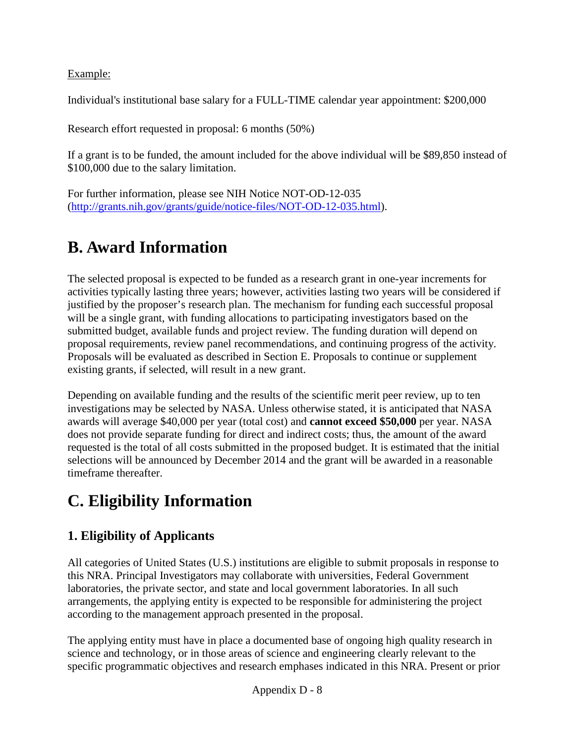Example:

Individual's institutional base salary for a FULL-TIME calendar year appointment: $200,000

Research effort requested in proposal: 6 months (50%)

If a grant is to be funded, the amount included for the above individual will be $89,850 instead of $100,000 due to the salary limitation.

For further information, please see NIH Notice NOT-OD-12-035 (http://grants.nih.gov/grants/guide/notice-files/NOT-OD-12-035.html).

# B. Award Information

The selected proposal is expected to be funded as a research grant in one-year increments for activities typically lasting three years; however, activities lasting two years will be considered if justified by the proposer's research plan. The mechanism for funding each successful proposal will be a single grant, with funding allocations to participating investigators based on the submitted budget, available funds and project review. The funding duration will depend on proposal requirements, review panel recommendations, and continuing progress of the activity. Proposals will be evaluated as described in Section E. Proposals to continue or supplement existing grants, if selected, will result in a new grant.

Depending on available funding and the results of the scientific merit peer review, up to ten investigations may be selected by NASA. Unless otherwise stated, it is anticipated that NASA awards will average $40,000 per year (total cost) and **cannot exceed $50,000** per year. NASA does not provide separate funding for direct and indirect costs; thus, the amount of the award requested is the total of all costs submitted in the proposed budget. It is estimated that the initial selections will be announced by December 2014 and the grant will be awarded in a reasonable timeframe thereafter.

# C. Eligibility Information

## 1. Eligibility of Applicants

All categories of United States (U.S.) institutions are eligible to submit proposals in response to this NRA. Principal Investigators may collaborate with universities, Federal Government laboratories, the private sector, and state and local government laboratories. In all such arrangements, the applying entity is expected to be responsible for administering the project according to the management approach presented in the proposal.

The applying entity must have in place a documented base of ongoing high quality research in science and technology, or in those areas of science and engineering clearly relevant to the specific programmatic objectives and research emphases indicated in this NRA. Present or prior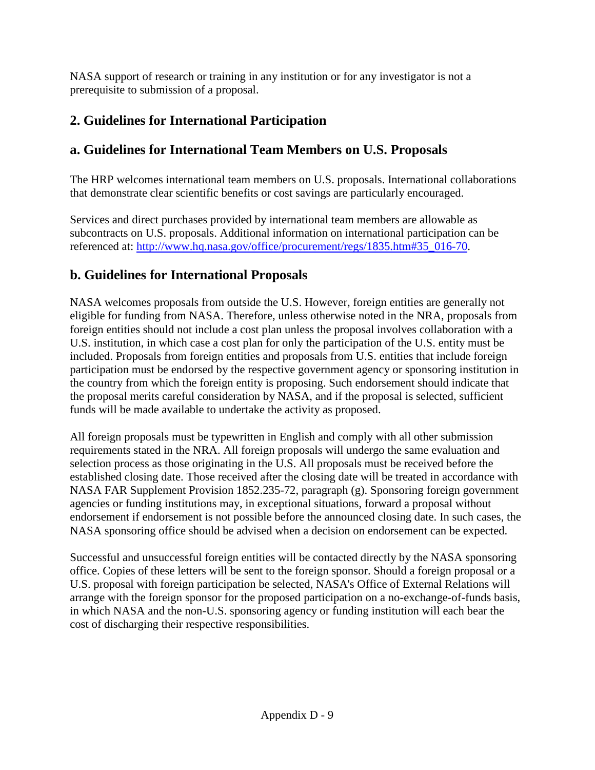NASA support of research or training in any institution or for any investigator is not a prerequisite to submission of a proposal.

## 2. Guidelines for International Participation

## a. Guidelines for International Team Members on U.S. Proposals

The HRP welcomes international team members on U.S. proposals. International collaborations that demonstrate clear scientific benefits or cost savings are particularly encouraged.

Services and direct purchases provided by international team members are allowable as subcontracts on U.S. proposals. Additional information on international participation can be referenced at: [http://www.hq.nasa.gov/office/procurement/regs/1835.htm#35_016-70](http://www.hq.nasa.gov/office/procurement/regs/1835.htm#35_016-70).

## b. Guidelines for International Proposals

NASA welcomes proposals from outside the U.S. However, foreign entities are generally not eligible for funding from NASA. Therefore, unless otherwise noted in the NRA, proposals from foreign entities should not include a cost plan unless the proposal involves collaboration with a U.S. institution, in which case a cost plan for only the participation of the U.S. entity must be included. Proposals from foreign entities and proposals from U.S. entities that include foreign participation must be endorsed by the respective government agency or sponsoring institution in the country from which the foreign entity is proposing. Such endorsement should indicate that the proposal merits careful consideration by NASA, and if the proposal is selected, sufficient funds will be made available to undertake the activity as proposed.

All foreign proposals must be typewritten in English and comply with all other submission requirements stated in the NRA. All foreign proposals will undergo the same evaluation and selection process as those originating in the U.S. All proposals must be received before the established closing date. Those received after the closing date will be treated in accordance with NASA FAR Supplement Provision 1852.235-72, paragraph (g). Sponsoring foreign government agencies or funding institutions may, in exceptional situations, forward a proposal without endorsement if endorsement is not possible before the announced closing date. In such cases, the NASA sponsoring office should be advised when a decision on endorsement can be expected.

Successful and unsuccessful foreign entities will be contacted directly by the NASA sponsoring office. Copies of these letters will be sent to the foreign sponsor. Should a foreign proposal or a U.S. proposal with foreign participation be selected, NASA's Office of External Relations will arrange with the foreign sponsor for the proposed participation on a no-exchange-of-funds basis, in which NASA and the non-U.S. sponsoring agency or funding institution will each bear the cost of discharging their respective responsibilities.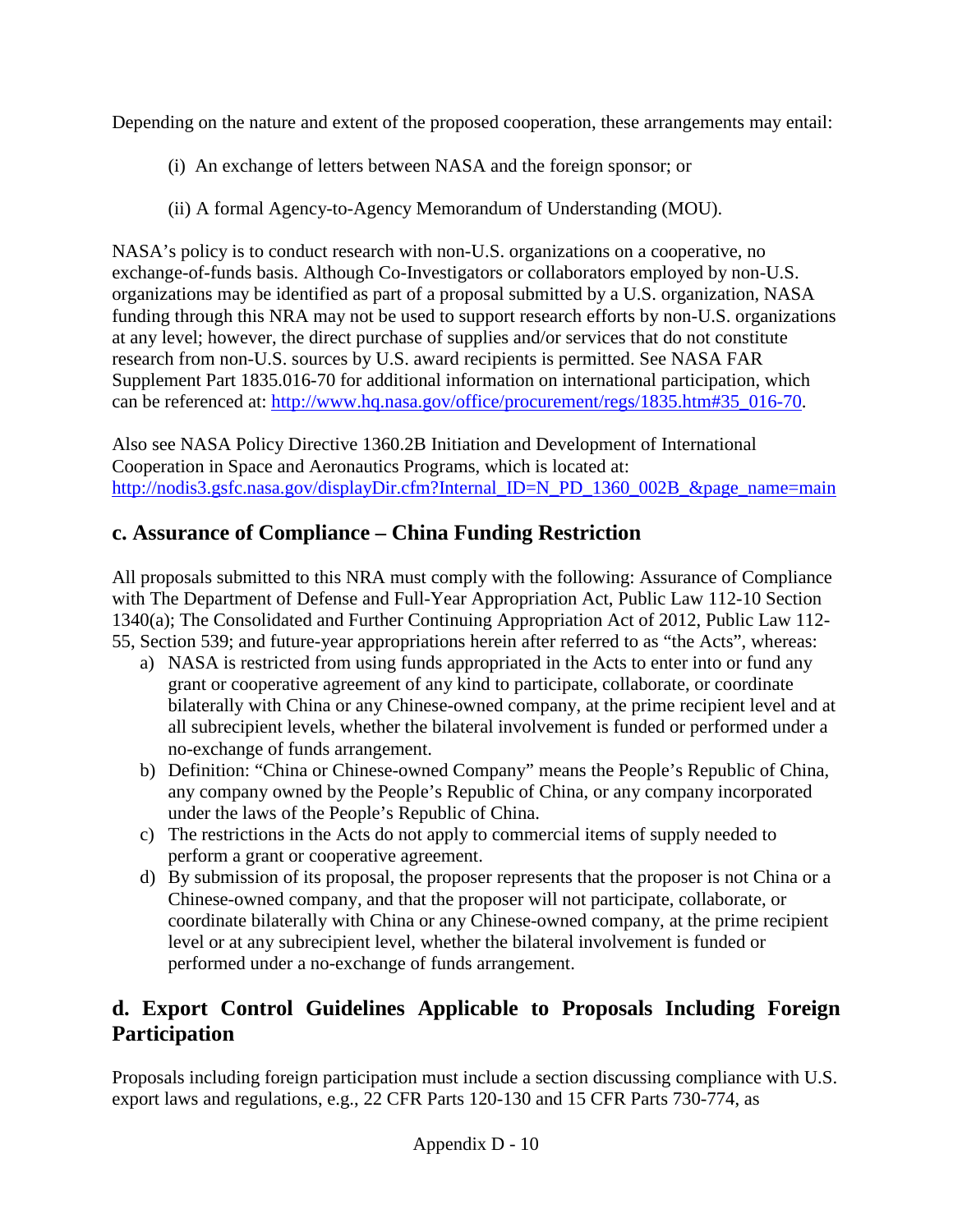Depending on the nature and extent of the proposed cooperation, these arrangements may entail:

(i) An exchange of letters between NASA and the foreign sponsor; or

(ii) A formal Agency-to-Agency Memorandum of Understanding (MOU).

NASA's policy is to conduct research with non-U.S. organizations on a cooperative, no exchange-of-funds basis. Although Co-Investigators or collaborators employed by non-U.S. organizations may be identified as part of a proposal submitted by a U.S. organization, NASA funding through this NRA may not be used to support research efforts by non-U.S. organizations at any level; however, the direct purchase of supplies and/or services that do not constitute research from non-U.S. sources by U.S. award recipients is permitted. See NASA FAR Supplement Part 1835.016-70 for additional information on international participation, which can be referenced at: [http://www.hq.nasa.gov/office/procurement/regs/1835.htm#35_016-70](http://www.hq.nasa.gov/office/procurement/regs/1835.htm#35_016-70).

Also see NASA Policy Directive 1360.2B Initiation and Development of International Cooperation in Space and Aeronautics Programs, which is located at: [http://nodis3.gsfc.nasa.gov/displayDir.cfm?Internal_ID=N_PD_1360_002B_&page_name=main](http://nodis3.gsfc.nasa.gov/displayDir.cfm?Internal_ID=N_PD_1360_002B_&page_name=main)

## c. Assurance of Compliance – China Funding Restriction

All proposals submitted to this NRA must comply with the following: Assurance of Compliance with The Department of Defense and Full-Year Appropriation Act, Public Law 112-10 Section 1340(a); The Consolidated and Further Continuing Appropriation Act of 2012, Public Law 112-55, Section 539; and future-year appropriations herein after referred to as "the Acts", whereas:

a) NASA is restricted from using funds appropriated in the Acts to enter into or fund any grant or cooperative agreement of any kind to participate, collaborate, or coordinate bilaterally with China or any Chinese-owned company, at the prime recipient level and at all subrecipient levels, whether the bilateral involvement is funded or performed under a no-exchange of funds arrangement.
b) Definition: "China or Chinese-owned Company" means the People's Republic of China, any company owned by the People's Republic of China, or any company incorporated under the laws of the People's Republic of China.
c) The restrictions in the Acts do not apply to commercial items of supply needed to perform a grant or cooperative agreement.
d) By submission of its proposal, the proposer represents that the proposer is not China or a Chinese-owned company, and that the proposer will not participate, collaborate, or coordinate bilaterally with China or any Chinese-owned company, at the prime recipient level or at any subrecipient level, whether the bilateral involvement is funded or performed under a no-exchange of funds arrangement.

## d. Export Control Guidelines Applicable to Proposals Including Foreign Participation

Proposals including foreign participation must include a section discussing compliance with U.S. export laws and regulations, e.g., 22 CFR Parts 120-130 and 15 CFR Parts 730-774, as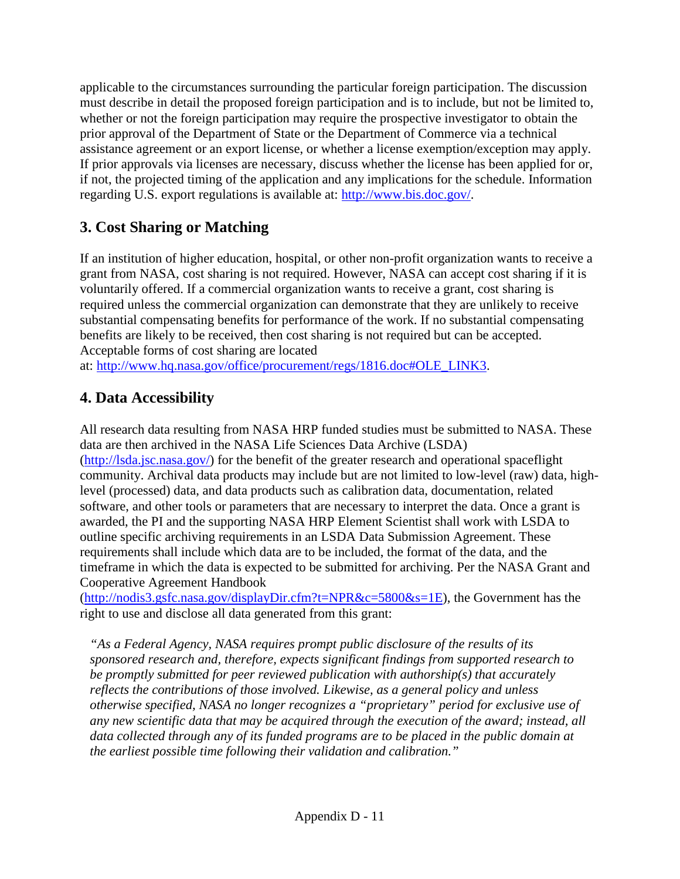applicable to the circumstances surrounding the particular foreign participation. The discussion must describe in detail the proposed foreign participation and is to include, but not be limited to, whether or not the foreign participation may require the prospective investigator to obtain the prior approval of the Department of State or the Department of Commerce via a technical assistance agreement or an export license, or whether a license exemption/exception may apply. If prior approvals via licenses are necessary, discuss whether the license has been applied for or, if not, the projected timing of the application and any implications for the schedule. Information regarding U.S. export regulations is available at: http://www.bis.doc.gov/.

## 3. Cost Sharing or Matching

If an institution of higher education, hospital, or other non-profit organization wants to receive a grant from NASA, cost sharing is not required. However, NASA can accept cost sharing if it is voluntarily offered. If a commercial organization wants to receive a grant, cost sharing is required unless the commercial organization can demonstrate that they are unlikely to receive substantial compensating benefits for performance of the work. If no substantial compensating benefits are likely to be received, then cost sharing is not required but can be accepted. Acceptable forms of cost sharing are located at: http://www.hq.nasa.gov/office/procurement/regs/1816.doc#OLE_LINK3.

## 4. Data Accessibility

All research data resulting from NASA HRP funded studies must be submitted to NASA. These data are then archived in the NASA Life Sciences Data Archive (LSDA) (http://lsda.jsc.nasa.gov/) for the benefit of the greater research and operational spaceflight community. Archival data products may include but are not limited to low-level (raw) data, high-level (processed) data, and data products such as calibration data, documentation, related software, and other tools or parameters that are necessary to interpret the data. Once a grant is awarded, the PI and the supporting NASA HRP Element Scientist shall work with LSDA to outline specific archiving requirements in an LSDA Data Submission Agreement. These requirements shall include which data are to be included, the format of the data, and the timeframe in which the data is expected to be submitted for archiving. Per the NASA Grant and Cooperative Agreement Handbook (http://nodis3.gsfc.nasa.gov/displayDir.cfm?t=NPR&c=5800&s=1E), the Government has the right to use and disclose all data generated from this grant:

> *"As a Federal Agency, NASA requires prompt public disclosure of the results of its sponsored research and, therefore, expects significant findings from supported research to be promptly submitted for peer reviewed publication with authorship(s) that accurately reflects the contributions of those involved. Likewise, as a general policy and unless otherwise specified, NASA no longer recognizes a "proprietary" period for exclusive use of any new scientific data that may be acquired through the execution of the award; instead, all data collected through any of its funded programs are to be placed in the public domain at the earliest possible time following their validation and calibration."*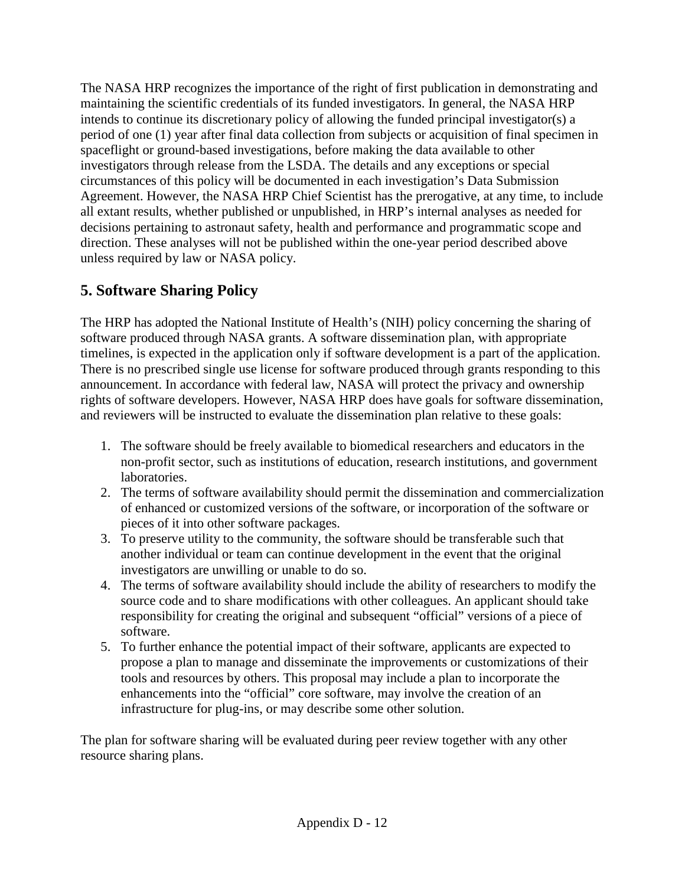The NASA HRP recognizes the importance of the right of first publication in demonstrating and maintaining the scientific credentials of its funded investigators. In general, the NASA HRP intends to continue its discretionary policy of allowing the funded principal investigator(s) a period of one (1) year after final data collection from subjects or acquisition of final specimen in spaceflight or ground-based investigations, before making the data available to other investigators through release from the LSDA. The details and any exceptions or special circumstances of this policy will be documented in each investigation's Data Submission Agreement. However, the NASA HRP Chief Scientist has the prerogative, at any time, to include all extant results, whether published or unpublished, in HRP's internal analyses as needed for decisions pertaining to astronaut safety, health and performance and programmatic scope and direction. These analyses will not be published within the one-year period described above unless required by law or NASA policy.

## 5. Software Sharing Policy

The HRP has adopted the National Institute of Health's (NIH) policy concerning the sharing of software produced through NASA grants. A software dissemination plan, with appropriate timelines, is expected in the application only if software development is a part of the application. There is no prescribed single use license for software produced through grants responding to this announcement. In accordance with federal law, NASA will protect the privacy and ownership rights of software developers. However, NASA HRP does have goals for software dissemination, and reviewers will be instructed to evaluate the dissemination plan relative to these goals:

1. The software should be freely available to biomedical researchers and educators in the non-profit sector, such as institutions of education, research institutions, and government laboratories.
2. The terms of software availability should permit the dissemination and commercialization of enhanced or customized versions of the software, or incorporation of the software or pieces of it into other software packages.
3. To preserve utility to the community, the software should be transferable such that another individual or team can continue development in the event that the original investigators are unwilling or unable to do so.
4. The terms of software availability should include the ability of researchers to modify the source code and to share modifications with other colleagues. An applicant should take responsibility for creating the original and subsequent "official" versions of a piece of software.
5. To further enhance the potential impact of their software, applicants are expected to propose a plan to manage and disseminate the improvements or customizations of their tools and resources by others. This proposal may include a plan to incorporate the enhancements into the "official" core software, may involve the creation of an infrastructure for plug-ins, or may describe some other solution.

The plan for software sharing will be evaluated during peer review together with any other resource sharing plans.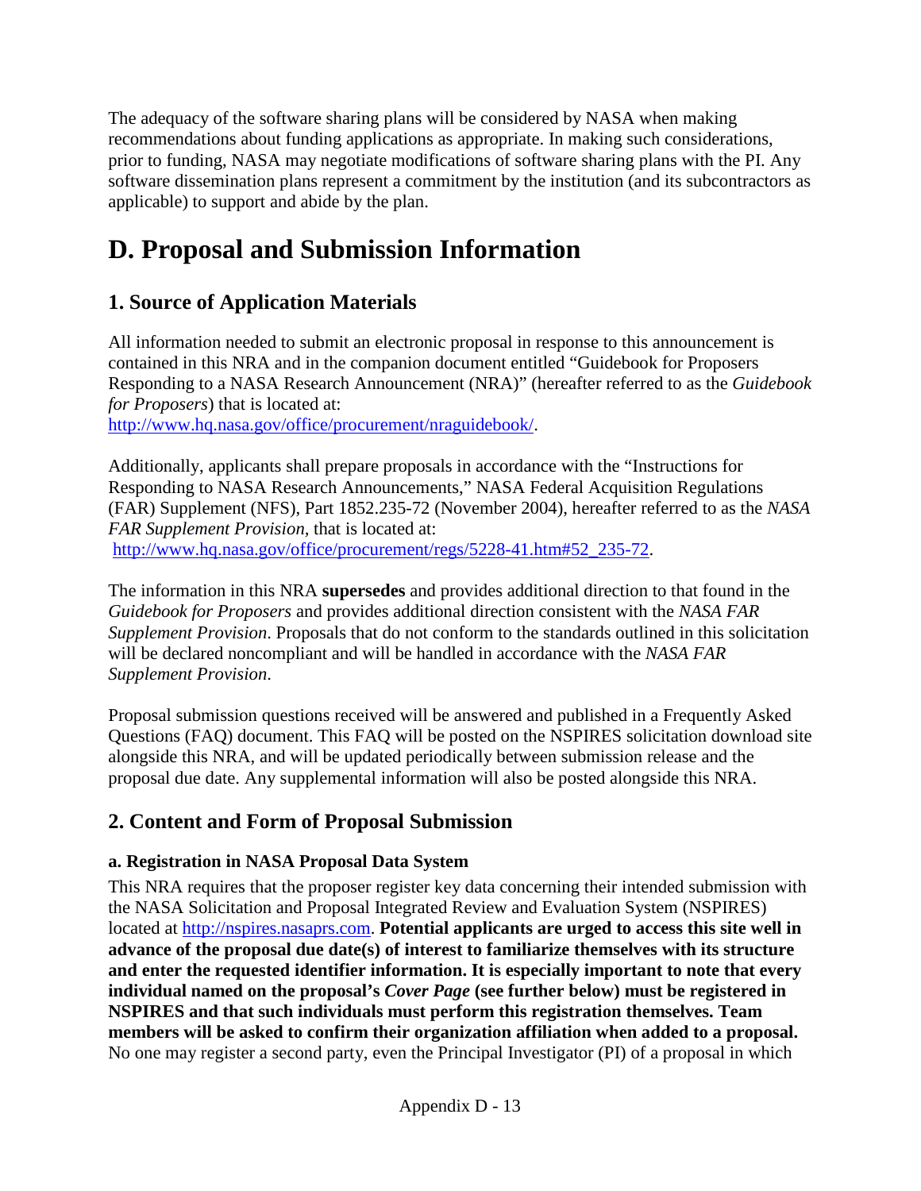The adequacy of the software sharing plans will be considered by NASA when making recommendations about funding applications as appropriate. In making such considerations, prior to funding, NASA may negotiate modifications of software sharing plans with the PI. Any software dissemination plans represent a commitment by the institution (and its subcontractors as applicable) to support and abide by the plan.

# D. Proposal and Submission Information

## 1. Source of Application Materials

All information needed to submit an electronic proposal in response to this announcement is contained in this NRA and in the companion document entitled "Guidebook for Proposers Responding to a NASA Research Announcement (NRA)" (hereafter referred to as the *Guidebook for Proposers*) that is located at:
http://www.hq.nasa.gov/office/procurement/nraguidebook/.

Additionally, applicants shall prepare proposals in accordance with the "Instructions for Responding to NASA Research Announcements," NASA Federal Acquisition Regulations (FAR) Supplement (NFS), Part 1852.235-72 (November 2004), hereafter referred to as the *NASA FAR Supplement Provision*, that is located at:
http://www.hq.nasa.gov/office/procurement/regs/5228-41.htm#52_235-72.

The information in this NRA **supersedes** and provides additional direction to that found in the *Guidebook for Proposers* and provides additional direction consistent with the *NASA FAR Supplement Provision*. Proposals that do not conform to the standards outlined in this solicitation will be declared noncompliant and will be handled in accordance with the *NASA FAR Supplement Provision*.

Proposal submission questions received will be answered and published in a Frequently Asked Questions (FAQ) document. This FAQ will be posted on the NSPIRES solicitation download site alongside this NRA, and will be updated periodically between submission release and the proposal due date. Any supplemental information will also be posted alongside this NRA.

## 2. Content and Form of Proposal Submission

### a. Registration in NASA Proposal Data System

This NRA requires that the proposer register key data concerning their intended submission with the NASA Solicitation and Proposal Integrated Review and Evaluation System (NSPIRES) located at http://nspires.nasaprs.com. **Potential applicants are urged to access this site well in advance of the proposal due date(s) of interest to familiarize themselves with its structure and enter the requested identifier information. It is especially important to note that every individual named on the proposal's *Cover Page* (see further below) must be registered in NSPIRES and that such individuals must perform this registration themselves. Team members will be asked to confirm their organization affiliation when added to a proposal.** No one may register a second party, even the Principal Investigator (PI) of a proposal in which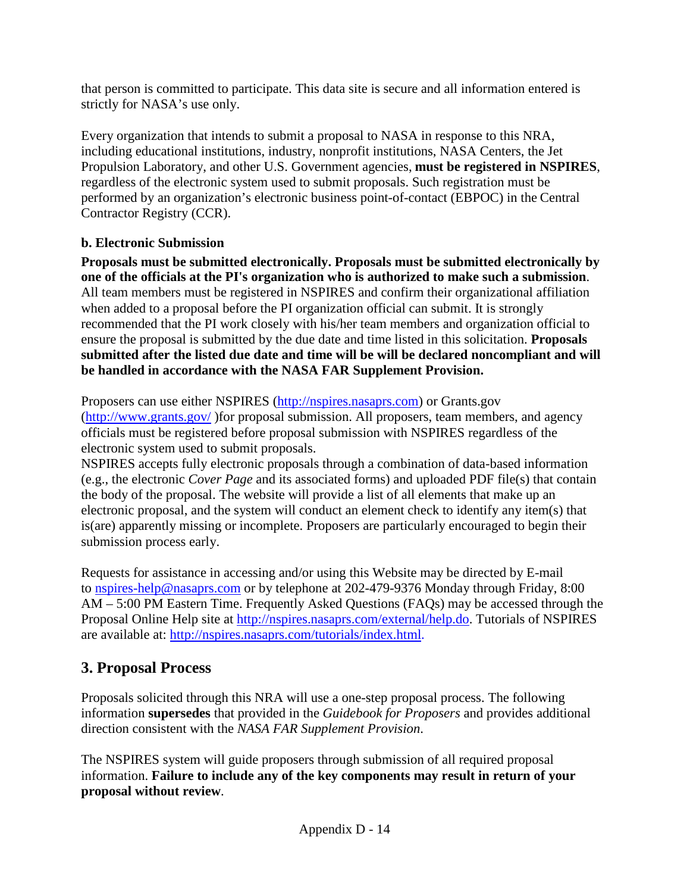that person is committed to participate. This data site is secure and all information entered is strictly for NASA's use only.

Every organization that intends to submit a proposal to NASA in response to this NRA, including educational institutions, industry, nonprofit institutions, NASA Centers, the Jet Propulsion Laboratory, and other U.S. Government agencies, **must be registered in NSPIRES**, regardless of the electronic system used to submit proposals. Such registration must be performed by an organization's electronic business point-of-contact (EBPOC) in the Central Contractor Registry (CCR).

### b. Electronic Submission

**Proposals must be submitted electronically. Proposals must be submitted electronically by one of the officials at the PI's organization who is authorized to make such a submission**. All team members must be registered in NSPIRES and confirm their organizational affiliation when added to a proposal before the PI organization official can submit. It is strongly recommended that the PI work closely with his/her team members and organization official to ensure the proposal is submitted by the due date and time listed in this solicitation. **Proposals submitted after the listed due date and time will be will be declared noncompliant and will be handled in accordance with the NASA FAR Supplement Provision.**

Proposers can use either NSPIRES (http://nspires.nasaprs.com) or Grants.gov (http://www.grants.gov/ )for proposal submission. All proposers, team members, and agency officials must be registered before proposal submission with NSPIRES regardless of the electronic system used to submit proposals.
NSPIRES accepts fully electronic proposals through a combination of data-based information (e.g., the electronic *Cover Page* and its associated forms) and uploaded PDF file(s) that contain the body of the proposal. The website will provide a list of all elements that make up an electronic proposal, and the system will conduct an element check to identify any item(s) that is(are) apparently missing or incomplete. Proposers are particularly encouraged to begin their submission process early.

Requests for assistance in accessing and/or using this Website may be directed by E-mail to nspires-help@nasaprs.com or by telephone at 202-479-9376 Monday through Friday, 8:00 AM – 5:00 PM Eastern Time. Frequently Asked Questions (FAQs) may be accessed through the Proposal Online Help site at http://nspires.nasaprs.com/external/help.do. Tutorials of NSPIRES are available at: http://nspires.nasaprs.com/tutorials/index.html.

## 3. Proposal Process

Proposals solicited through this NRA will use a one-step proposal process. The following information **supersedes** that provided in the *Guidebook for Proposers* and provides additional direction consistent with the *NASA FAR Supplement Provision*.

The NSPIRES system will guide proposers through submission of all required proposal information. **Failure to include any of the key components may result in return of your proposal without review**.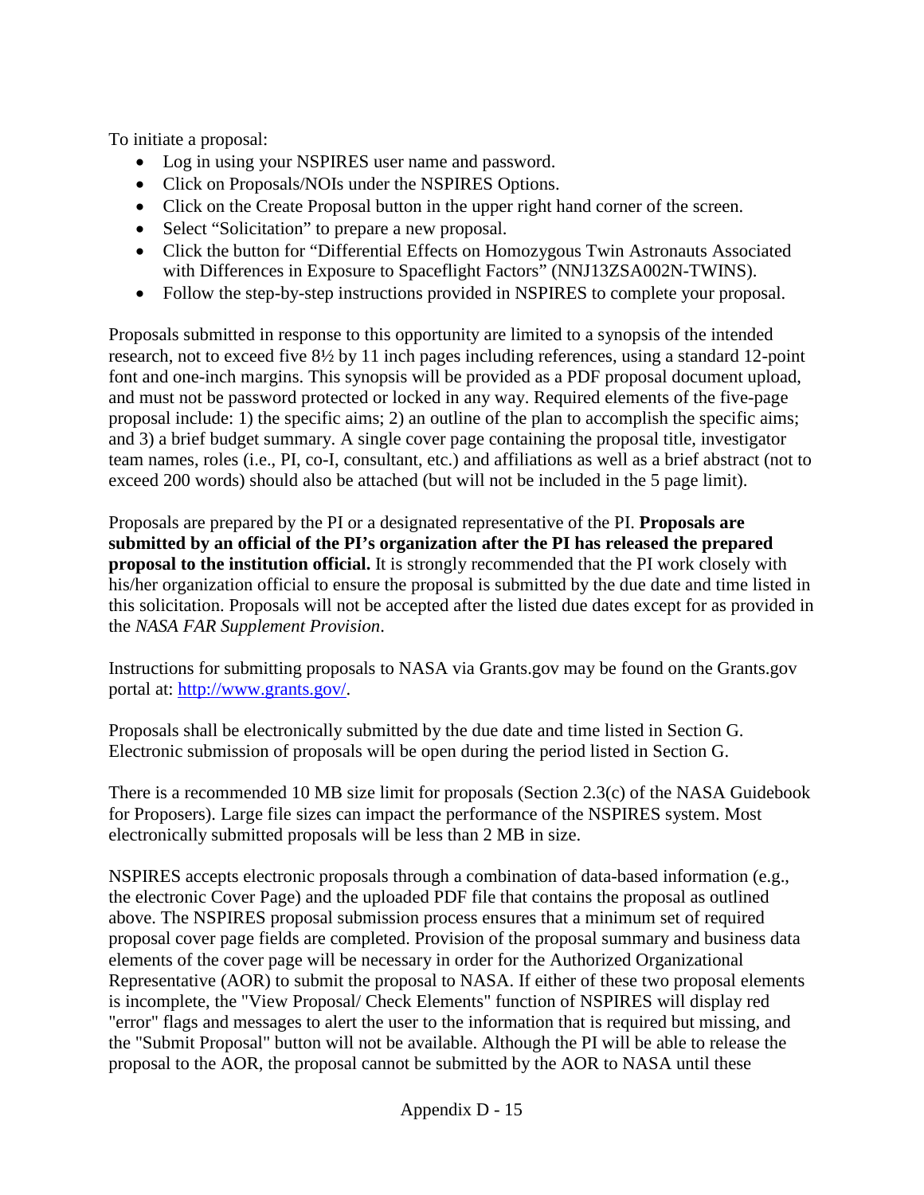To initiate a proposal:

- Log in using your NSPIRES user name and password.
- Click on Proposals/NOIs under the NSPIRES Options.
- Click on the Create Proposal button in the upper right hand corner of the screen.
- Select "Solicitation" to prepare a new proposal.
- Click the button for "Differential Effects on Homozygous Twin Astronauts Associated with Differences in Exposure to Spaceflight Factors" (NNJ13ZSA002N-TWINS).
- Follow the step-by-step instructions provided in NSPIRES to complete your proposal.

Proposals submitted in response to this opportunity are limited to a synopsis of the intended research, not to exceed five 8½ by 11 inch pages including references, using a standard 12-point font and one-inch margins. This synopsis will be provided as a PDF proposal document upload, and must not be password protected or locked in any way. Required elements of the five-page proposal include: 1) the specific aims; 2) an outline of the plan to accomplish the specific aims; and 3) a brief budget summary. A single cover page containing the proposal title, investigator team names, roles (i.e., PI, co-I, consultant, etc.) and affiliations as well as a brief abstract (not to exceed 200 words) should also be attached (but will not be included in the 5 page limit).

Proposals are prepared by the PI or a designated representative of the PI. **Proposals are submitted by an official of the PI's organization after the PI has released the prepared proposal to the institution official.** It is strongly recommended that the PI work closely with his/her organization official to ensure the proposal is submitted by the due date and time listed in this solicitation. Proposals will not be accepted after the listed due dates except for as provided in the *NASA FAR Supplement Provision*.

Instructions for submitting proposals to NASA via Grants.gov may be found on the Grants.gov portal at: http://www.grants.gov/.

Proposals shall be electronically submitted by the due date and time listed in Section G. Electronic submission of proposals will be open during the period listed in Section G.

There is a recommended 10 MB size limit for proposals (Section 2.3(c) of the NASA Guidebook for Proposers). Large file sizes can impact the performance of the NSPIRES system. Most electronically submitted proposals will be less than 2 MB in size.

NSPIRES accepts electronic proposals through a combination of data-based information (e.g., the electronic Cover Page) and the uploaded PDF file that contains the proposal as outlined above. The NSPIRES proposal submission process ensures that a minimum set of required proposal cover page fields are completed. Provision of the proposal summary and business data elements of the cover page will be necessary in order for the Authorized Organizational Representative (AOR) to submit the proposal to NASA. If either of these two proposal elements is incomplete, the "View Proposal/ Check Elements" function of NSPIRES will display red "error" flags and messages to alert the user to the information that is required but missing, and the "Submit Proposal" button will not be available. Although the PI will be able to release the proposal to the AOR, the proposal cannot be submitted by the AOR to NASA until these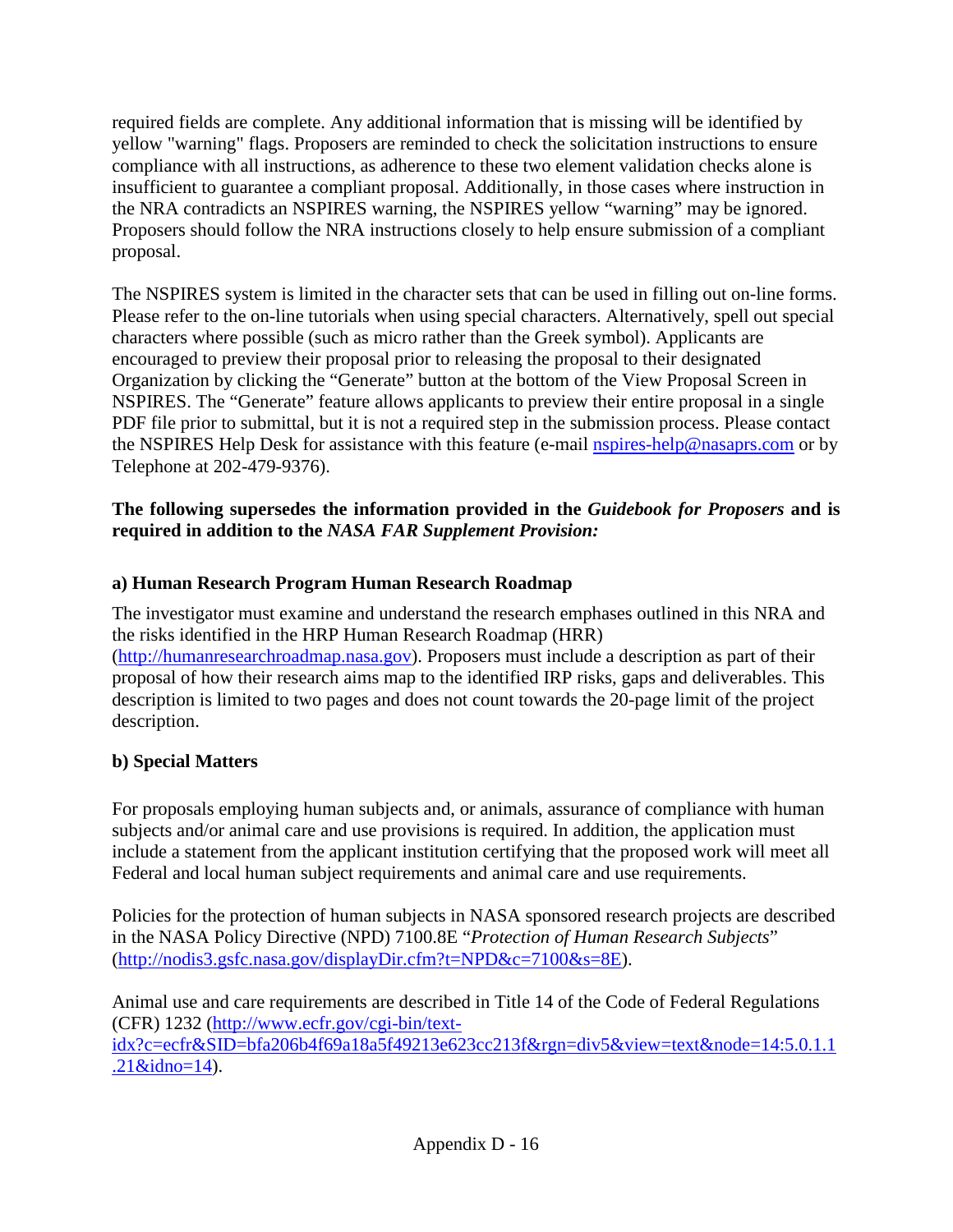required fields are complete. Any additional information that is missing will be identified by yellow "warning" flags. Proposers are reminded to check the solicitation instructions to ensure compliance with all instructions, as adherence to these two element validation checks alone is insufficient to guarantee a compliant proposal. Additionally, in those cases where instruction in the NRA contradicts an NSPIRES warning, the NSPIRES yellow "warning" may be ignored. Proposers should follow the NRA instructions closely to help ensure submission of a compliant proposal.

The NSPIRES system is limited in the character sets that can be used in filling out on-line forms. Please refer to the on-line tutorials when using special characters. Alternatively, spell out special characters where possible (such as micro rather than the Greek symbol). Applicants are encouraged to preview their proposal prior to releasing the proposal to their designated Organization by clicking the "Generate" button at the bottom of the View Proposal Screen in NSPIRES. The "Generate" feature allows applicants to preview their entire proposal in a single PDF file prior to submittal, but it is not a required step in the submission process. Please contact the NSPIRES Help Desk for assistance with this feature (e-mail [nspires-help@nasaprs.com](mailto:nspires-help@nasaprs.com) or by Telephone at 202-479-9376).

**The following supersedes the information provided in the *Guidebook for Proposers* and is required in addition to the *NASA FAR Supplement Provision:***

**a) Human Research Program Human Research Roadmap**

The investigator must examine and understand the research emphases outlined in this NRA and the risks identified in the HRP Human Research Roadmap (HRR) ([http://humanresearchroadmap.nasa.gov](http://humanresearchroadmap.nasa.gov)). Proposers must include a description as part of their proposal of how their research aims map to the identified IRP risks, gaps and deliverables. This description is limited to two pages and does not count towards the 20-page limit of the project description.

**b) Special Matters**

For proposals employing human subjects and, or animals, assurance of compliance with human subjects and/or animal care and use provisions is required. In addition, the application must include a statement from the applicant institution certifying that the proposed work will meet all Federal and local human subject requirements and animal care and use requirements.

Policies for the protection of human subjects in NASA sponsored research projects are described in the NASA Policy Directive (NPD) 7100.8E "*Protection of Human Research Subjects*" ([http://nodis3.gsfc.nasa.gov/displayDir.cfm?t=NPD&c=7100&s=8E](http://nodis3.gsfc.nasa.gov/displayDir.cfm?t=NPD&c=7100&s=8E)).

Animal use and care requirements are described in Title 14 of the Code of Federal Regulations (CFR) 1232 ([http://www.ecfr.gov/cgi-bin/text-idx?c=ecfr&SID=bfa206b4f69a18a5f49213e623cc213f&rgn=div5&view=text&node=14:5.0.1.1.21&idno=14](http://www.ecfr.gov/cgi-bin/text-idx?c=ecfr&SID=bfa206b4f69a18a5f49213e623cc213f&rgn=div5&view=text&node=14:5.0.1.1.21&idno=14)).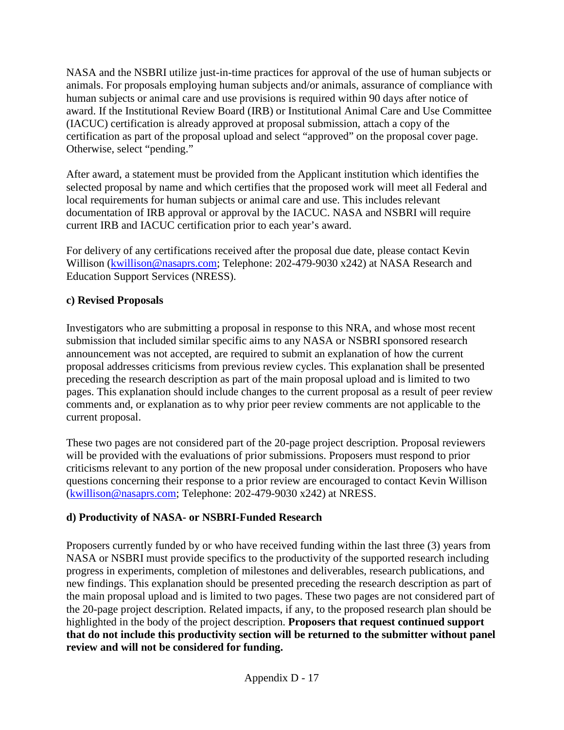NASA and the NSBRI utilize just-in-time practices for approval of the use of human subjects or animals. For proposals employing human subjects and/or animals, assurance of compliance with human subjects or animal care and use provisions is required within 90 days after notice of award. If the Institutional Review Board (IRB) or Institutional Animal Care and Use Committee (IACUC) certification is already approved at proposal submission, attach a copy of the certification as part of the proposal upload and select "approved" on the proposal cover page. Otherwise, select "pending."

After award, a statement must be provided from the Applicant institution which identifies the selected proposal by name and which certifies that the proposed work will meet all Federal and local requirements for human subjects or animal care and use. This includes relevant documentation of IRB approval or approval by the IACUC. NASA and NSBRI will require current IRB and IACUC certification prior to each year's award.

For delivery of any certifications received after the proposal due date, please contact Kevin Willison (kwillison@nasaprs.com; Telephone: 202-479-9030 x242) at NASA Research and Education Support Services (NRESS).

**c) Revised Proposals**

Investigators who are submitting a proposal in response to this NRA, and whose most recent submission that included similar specific aims to any NASA or NSBRI sponsored research announcement was not accepted, are required to submit an explanation of how the current proposal addresses criticisms from previous review cycles. This explanation shall be presented preceding the research description as part of the main proposal upload and is limited to two pages. This explanation should include changes to the current proposal as a result of peer review comments and, or explanation as to why prior peer review comments are not applicable to the current proposal.

These two pages are not considered part of the 20-page project description. Proposal reviewers will be provided with the evaluations of prior submissions. Proposers must respond to prior criticisms relevant to any portion of the new proposal under consideration. Proposers who have questions concerning their response to a prior review are encouraged to contact Kevin Willison (kwillison@nasaprs.com; Telephone: 202-479-9030 x242) at NRESS.

**d) Productivity of NASA- or NSBRI-Funded Research**

Proposers currently funded by or who have received funding within the last three (3) years from NASA or NSBRI must provide specifics to the productivity of the supported research including progress in experiments, completion of milestones and deliverables, research publications, and new findings. This explanation should be presented preceding the research description as part of the main proposal upload and is limited to two pages. These two pages are not considered part of the 20-page project description. Related impacts, if any, to the proposed research plan should be highlighted in the body of the project description. **Proposers that request continued support that do not include this productivity section will be returned to the submitter without panel review and will not be considered for funding.**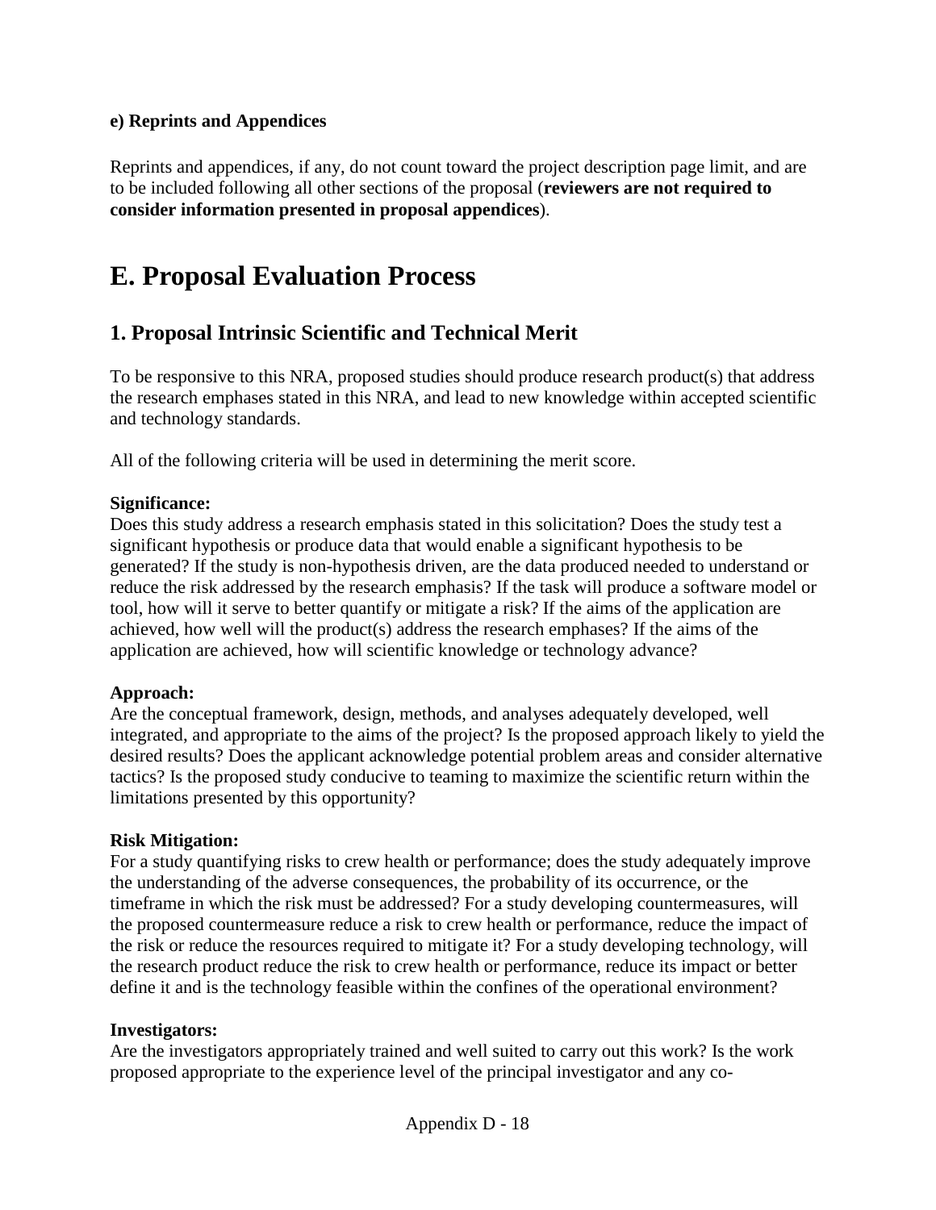**e) Reprints and Appendices**

Reprints and appendices, if any, do not count toward the project description page limit, and are to be included following all other sections of the proposal (**reviewers are not required to consider information presented in proposal appendices**).

# E. Proposal Evaluation Process

## 1. Proposal Intrinsic Scientific and Technical Merit

To be responsive to this NRA, proposed studies should produce research product(s) that address the research emphases stated in this NRA, and lead to new knowledge within accepted scientific and technology standards.

All of the following criteria will be used in determining the merit score.

**Significance:**
Does this study address a research emphasis stated in this solicitation? Does the study test a significant hypothesis or produce data that would enable a significant hypothesis to be generated? If the study is non-hypothesis driven, are the data produced needed to understand or reduce the risk addressed by the research emphasis? If the task will produce a software model or tool, how will it serve to better quantify or mitigate a risk? If the aims of the application are achieved, how well will the product(s) address the research emphases? If the aims of the application are achieved, how will scientific knowledge or technology advance?

**Approach:**
Are the conceptual framework, design, methods, and analyses adequately developed, well integrated, and appropriate to the aims of the project? Is the proposed approach likely to yield the desired results? Does the applicant acknowledge potential problem areas and consider alternative tactics? Is the proposed study conducive to teaming to maximize the scientific return within the limitations presented by this opportunity?

**Risk Mitigation:**
For a study quantifying risks to crew health or performance; does the study adequately improve the understanding of the adverse consequences, the probability of its occurrence, or the timeframe in which the risk must be addressed? For a study developing countermeasures, will the proposed countermeasure reduce a risk to crew health or performance, reduce the impact of the risk or reduce the resources required to mitigate it? For a study developing technology, will the research product reduce the risk to crew health or performance, reduce its impact or better define it and is the technology feasible within the confines of the operational environment?

**Investigators:**
Are the investigators appropriately trained and well suited to carry out this work? Is the work proposed appropriate to the experience level of the principal investigator and any co-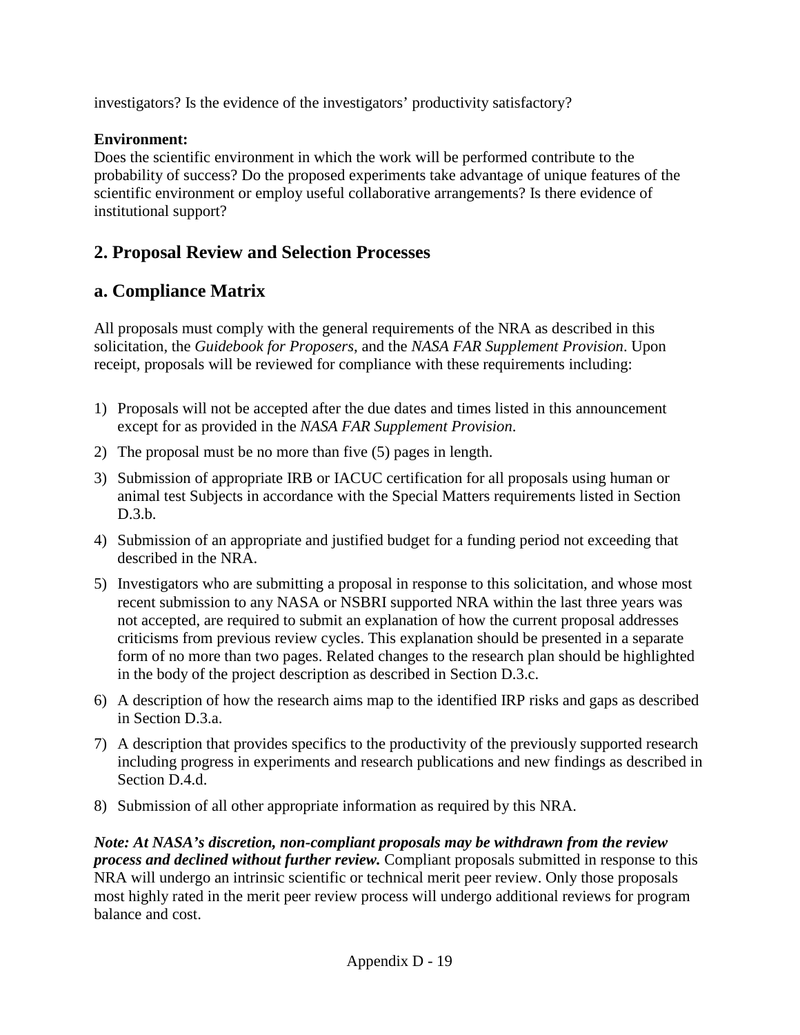investigators? Is the evidence of the investigators' productivity satisfactory?

**Environment:**
Does the scientific environment in which the work will be performed contribute to the probability of success? Do the proposed experiments take advantage of unique features of the scientific environment or employ useful collaborative arrangements? Is there evidence of institutional support?

## 2. Proposal Review and Selection Processes

### a. Compliance Matrix

All proposals must comply with the general requirements of the NRA as described in this solicitation, the *Guidebook for Proposers*, and the *NASA FAR Supplement Provision*. Upon receipt, proposals will be reviewed for compliance with these requirements including:

1) Proposals will not be accepted after the due dates and times listed in this announcement except for as provided in the *NASA FAR Supplement Provision*.
2) The proposal must be no more than five (5) pages in length.
3) Submission of appropriate IRB or IACUC certification for all proposals using human or animal test Subjects in accordance with the Special Matters requirements listed in Section D.3.b.
4) Submission of an appropriate and justified budget for a funding period not exceeding that described in the NRA.
5) Investigators who are submitting a proposal in response to this solicitation, and whose most recent submission to any NASA or NSBRI supported NRA within the last three years was not accepted, are required to submit an explanation of how the current proposal addresses criticisms from previous review cycles. This explanation should be presented in a separate form of no more than two pages. Related changes to the research plan should be highlighted in the body of the project description as described in Section D.3.c.
6) A description of how the research aims map to the identified IRP risks and gaps as described in Section D.3.a.
7) A description that provides specifics to the productivity of the previously supported research including progress in experiments and research publications and new findings as described in Section D.4.d.
8) Submission of all other appropriate information as required by this NRA.

***Note: At NASA's discretion, non-compliant proposals may be withdrawn from the review process and declined without further review.*** Compliant proposals submitted in response to this NRA will undergo an intrinsic scientific or technical merit peer review. Only those proposals most highly rated in the merit peer review process will undergo additional reviews for program balance and cost.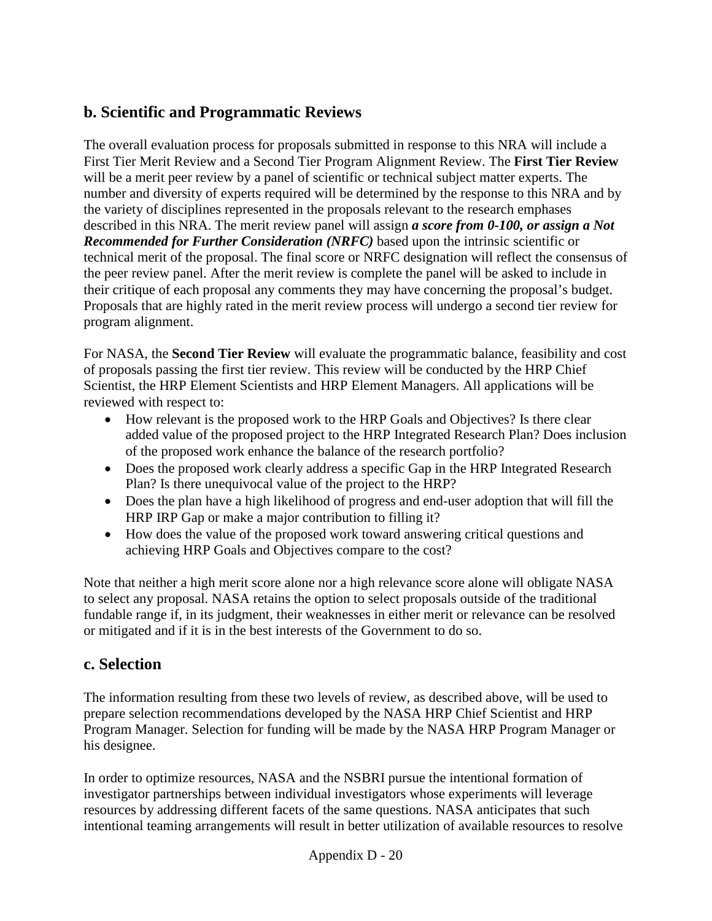## b. Scientific and Programmatic Reviews

The overall evaluation process for proposals submitted in response to this NRA will include a First Tier Merit Review and a Second Tier Program Alignment Review. The **First Tier Review** will be a merit peer review by a panel of scientific or technical subject matter experts. The number and diversity of experts required will be determined by the response to this NRA and by the variety of disciplines represented in the proposals relevant to the research emphases described in this NRA. The merit review panel will assign ***a score from 0-100, or assign a Not Recommended for Further Consideration (NRFC)*** based upon the intrinsic scientific or technical merit of the proposal. The final score or NRFC designation will reflect the consensus of the peer review panel. After the merit review is complete the panel will be asked to include in their critique of each proposal any comments they may have concerning the proposal's budget. Proposals that are highly rated in the merit review process will undergo a second tier review for program alignment.

For NASA, the **Second Tier Review** will evaluate the programmatic balance, feasibility and cost of proposals passing the first tier review. This review will be conducted by the HRP Chief Scientist, the HRP Element Scientists and HRP Element Managers. All applications will be reviewed with respect to:

- How relevant is the proposed work to the HRP Goals and Objectives? Is there clear added value of the proposed project to the HRP Integrated Research Plan? Does inclusion of the proposed work enhance the balance of the research portfolio?
- Does the proposed work clearly address a specific Gap in the HRP Integrated Research Plan? Is there unequivocal value of the project to the HRP?
- Does the plan have a high likelihood of progress and end-user adoption that will fill the HRP IRP Gap or make a major contribution to filling it?
- How does the value of the proposed work toward answering critical questions and achieving HRP Goals and Objectives compare to the cost?

Note that neither a high merit score alone nor a high relevance score alone will obligate NASA to select any proposal. NASA retains the option to select proposals outside of the traditional fundable range if, in its judgment, their weaknesses in either merit or relevance can be resolved or mitigated and if it is in the best interests of the Government to do so.

## c. Selection

The information resulting from these two levels of review, as described above, will be used to prepare selection recommendations developed by the NASA HRP Chief Scientist and HRP Program Manager. Selection for funding will be made by the NASA HRP Program Manager or his designee.

In order to optimize resources, NASA and the NSBRI pursue the intentional formation of investigator partnerships between individual investigators whose experiments will leverage resources by addressing different facets of the same questions. NASA anticipates that such intentional teaming arrangements will result in better utilization of available resources to resolve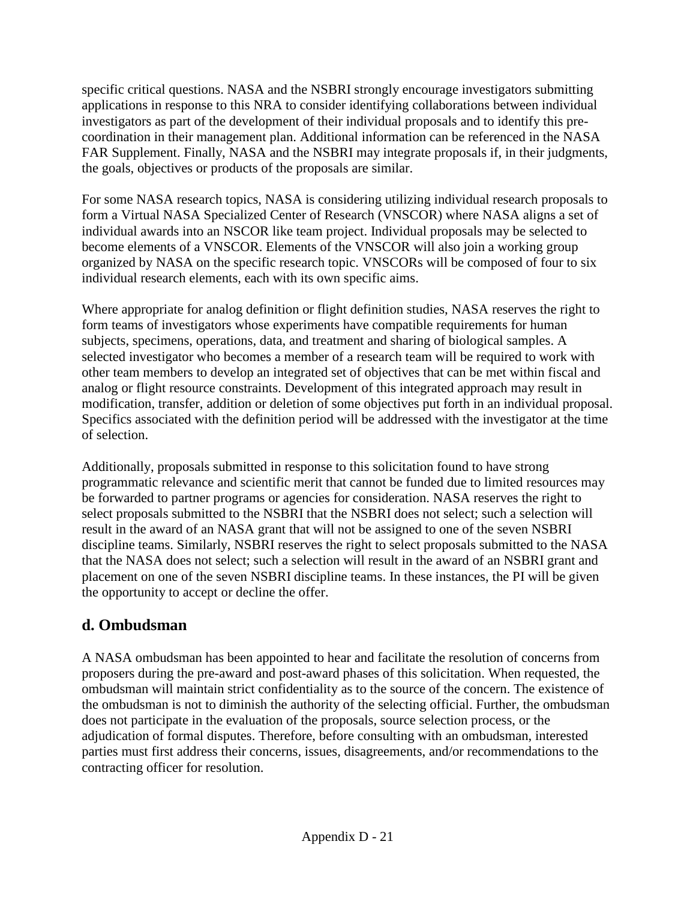specific critical questions. NASA and the NSBRI strongly encourage investigators submitting applications in response to this NRA to consider identifying collaborations between individual investigators as part of the development of their individual proposals and to identify this pre-coordination in their management plan. Additional information can be referenced in the NASA FAR Supplement. Finally, NASA and the NSBRI may integrate proposals if, in their judgments, the goals, objectives or products of the proposals are similar.

For some NASA research topics, NASA is considering utilizing individual research proposals to form a Virtual NASA Specialized Center of Research (VNSCOR) where NASA aligns a set of individual awards into an NSCOR like team project. Individual proposals may be selected to become elements of a VNSCOR. Elements of the VNSCOR will also join a working group organized by NASA on the specific research topic. VNSCORs will be composed of four to six individual research elements, each with its own specific aims.

Where appropriate for analog definition or flight definition studies, NASA reserves the right to form teams of investigators whose experiments have compatible requirements for human subjects, specimens, operations, data, and treatment and sharing of biological samples. A selected investigator who becomes a member of a research team will be required to work with other team members to develop an integrated set of objectives that can be met within fiscal and analog or flight resource constraints. Development of this integrated approach may result in modification, transfer, addition or deletion of some objectives put forth in an individual proposal. Specifics associated with the definition period will be addressed with the investigator at the time of selection.

Additionally, proposals submitted in response to this solicitation found to have strong programmatic relevance and scientific merit that cannot be funded due to limited resources may be forwarded to partner programs or agencies for consideration. NASA reserves the right to select proposals submitted to the NSBRI that the NSBRI does not select; such a selection will result in the award of an NASA grant that will not be assigned to one of the seven NSBRI discipline teams. Similarly, NSBRI reserves the right to select proposals submitted to the NASA that the NASA does not select; such a selection will result in the award of an NSBRI grant and placement on one of the seven NSBRI discipline teams. In these instances, the PI will be given the opportunity to accept or decline the offer.

## d. Ombudsman

A NASA ombudsman has been appointed to hear and facilitate the resolution of concerns from proposers during the pre-award and post-award phases of this solicitation. When requested, the ombudsman will maintain strict confidentiality as to the source of the concern. The existence of the ombudsman is not to diminish the authority of the selecting official. Further, the ombudsman does not participate in the evaluation of the proposals, source selection process, or the adjudication of formal disputes. Therefore, before consulting with an ombudsman, interested parties must first address their concerns, issues, disagreements, and/or recommendations to the contracting officer for resolution.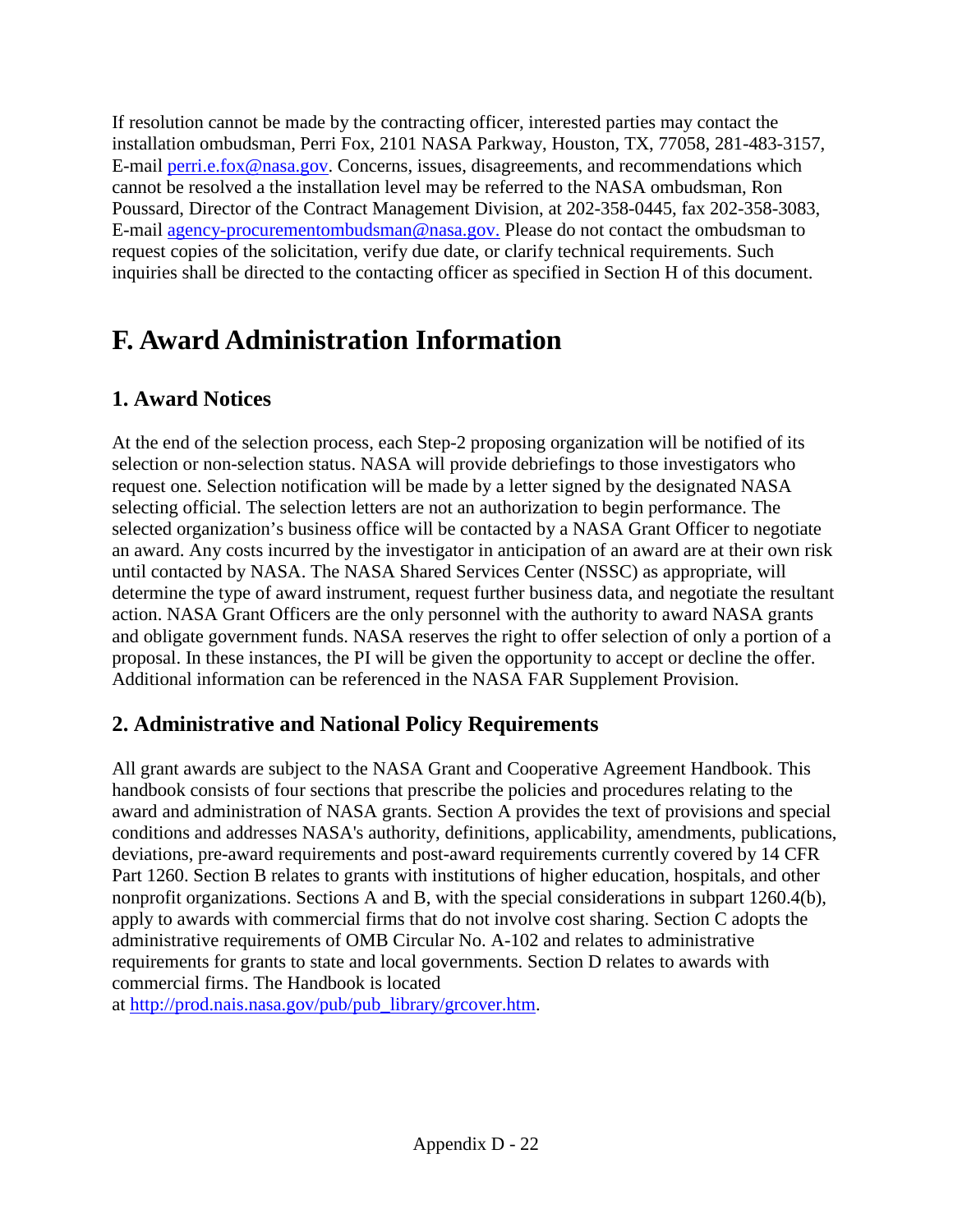If resolution cannot be made by the contracting officer, interested parties may contact the installation ombudsman, Perri Fox, 2101 NASA Parkway, Houston, TX, 77058, 281-483-3157, E-mail perri.e.fox@nasa.gov. Concerns, issues, disagreements, and recommendations which cannot be resolved a the installation level may be referred to the NASA ombudsman, Ron Poussard, Director of the Contract Management Division, at 202-358-0445, fax 202-358-3083, E-mail agency-procurementombudsman@nasa.gov. Please do not contact the ombudsman to request copies of the solicitation, verify due date, or clarify technical requirements. Such inquiries shall be directed to the contacting officer as specified in Section H of this document.

# F. Award Administration Information

## 1. Award Notices

At the end of the selection process, each Step-2 proposing organization will be notified of its selection or non-selection status. NASA will provide debriefings to those investigators who request one. Selection notification will be made by a letter signed by the designated NASA selecting official. The selection letters are not an authorization to begin performance. The selected organization's business office will be contacted by a NASA Grant Officer to negotiate an award. Any costs incurred by the investigator in anticipation of an award are at their own risk until contacted by NASA. The NASA Shared Services Center (NSSC) as appropriate, will determine the type of award instrument, request further business data, and negotiate the resultant action. NASA Grant Officers are the only personnel with the authority to award NASA grants and obligate government funds. NASA reserves the right to offer selection of only a portion of a proposal. In these instances, the PI will be given the opportunity to accept or decline the offer. Additional information can be referenced in the NASA FAR Supplement Provision.

## 2. Administrative and National Policy Requirements

All grant awards are subject to the NASA Grant and Cooperative Agreement Handbook. This handbook consists of four sections that prescribe the policies and procedures relating to the award and administration of NASA grants. Section A provides the text of provisions and special conditions and addresses NASA's authority, definitions, applicability, amendments, publications, deviations, pre-award requirements and post-award requirements currently covered by 14 CFR Part 1260. Section B relates to grants with institutions of higher education, hospitals, and other nonprofit organizations. Sections A and B, with the special considerations in subpart 1260.4(b), apply to awards with commercial firms that do not involve cost sharing. Section C adopts the administrative requirements of OMB Circular No. A-102 and relates to administrative requirements for grants to state and local governments. Section D relates to awards with commercial firms. The Handbook is located at http://prod.nais.nasa.gov/pub/pub_library/grcover.htm.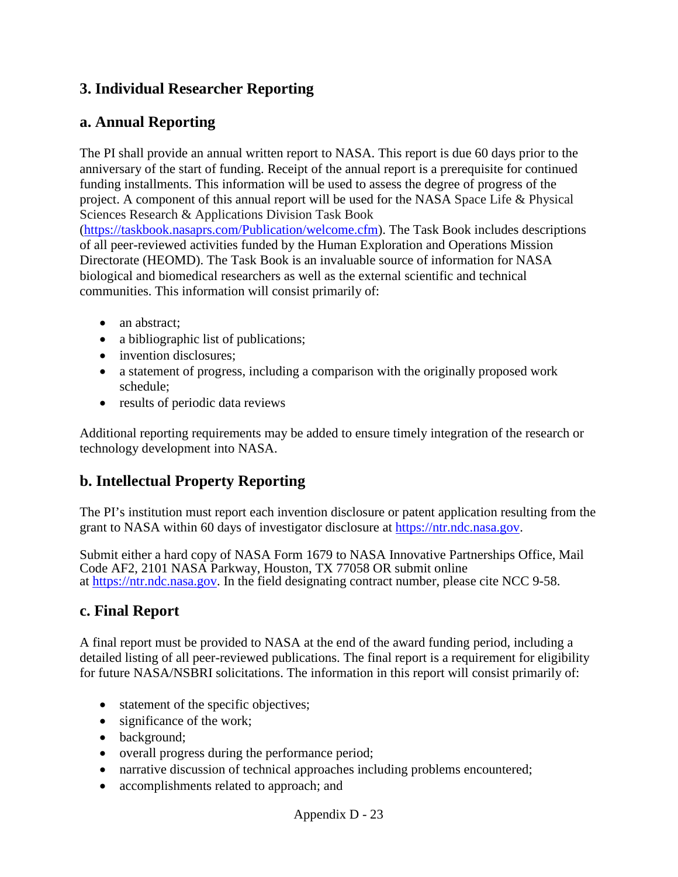## 3. Individual Researcher Reporting

### a. Annual Reporting

The PI shall provide an annual written report to NASA. This report is due 60 days prior to the anniversary of the start of funding. Receipt of the annual report is a prerequisite for continued funding installments. This information will be used to assess the degree of progress of the project. A component of this annual report will be used for the NASA Space Life & Physical Sciences Research & Applications Division Task Book (https://taskbook.nasaprs.com/Publication/welcome.cfm). The Task Book includes descriptions of all peer-reviewed activities funded by the Human Exploration and Operations Mission Directorate (HEOMD). The Task Book is an invaluable source of information for NASA biological and biomedical researchers as well as the external scientific and technical communities. This information will consist primarily of:

- an abstract;
- a bibliographic list of publications;
- invention disclosures;
- a statement of progress, including a comparison with the originally proposed work schedule;
- results of periodic data reviews

Additional reporting requirements may be added to ensure timely integration of the research or technology development into NASA.

### b. Intellectual Property Reporting

The PI's institution must report each invention disclosure or patent application resulting from the grant to NASA within 60 days of investigator disclosure at https://ntr.ndc.nasa.gov.

Submit either a hard copy of NASA Form 1679 to NASA Innovative Partnerships Office, Mail Code AF2, 2101 NASA Parkway, Houston, TX 77058 OR submit online at https://ntr.ndc.nasa.gov. In the field designating contract number, please cite NCC 9-58.

### c. Final Report

A final report must be provided to NASA at the end of the award funding period, including a detailed listing of all peer-reviewed publications. The final report is a requirement for eligibility for future NASA/NSBRI solicitations. The information in this report will consist primarily of:

- statement of the specific objectives;
- significance of the work;
- background;
- overall progress during the performance period;
- narrative discussion of technical approaches including problems encountered;
- accomplishments related to approach; and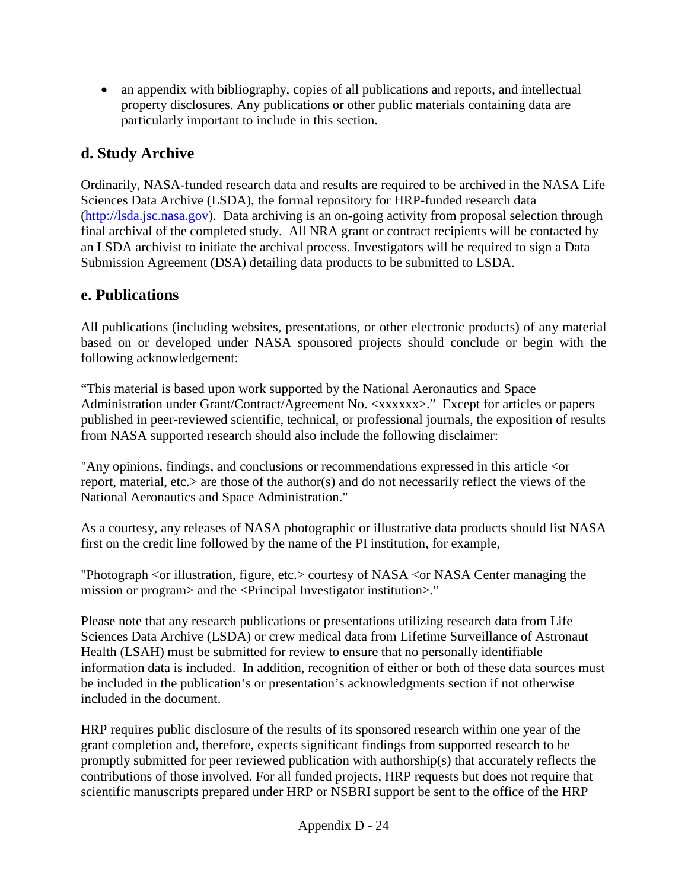- an appendix with bibliography, copies of all publications and reports, and intellectual property disclosures. Any publications or other public materials containing data are particularly important to include in this section.

## d. Study Archive

Ordinarily, NASA-funded research data and results are required to be archived in the NASA Life Sciences Data Archive (LSDA), the formal repository for HRP-funded research data (http://lsda.jsc.nasa.gov). Data archiving is an on-going activity from proposal selection through final archival of the completed study. All NRA grant or contract recipients will be contacted by an LSDA archivist to initiate the archival process. Investigators will be required to sign a Data Submission Agreement (DSA) detailing data products to be submitted to LSDA.

## e. Publications

All publications (including websites, presentations, or other electronic products) of any material based on or developed under NASA sponsored projects should conclude or begin with the following acknowledgement:

"This material is based upon work supported by the National Aeronautics and Space Administration under Grant/Contract/Agreement No. <xxxxxx>." Except for articles or papers published in peer-reviewed scientific, technical, or professional journals, the exposition of results from NASA supported research should also include the following disclaimer:

"Any opinions, findings, and conclusions or recommendations expressed in this article <or report, material, etc.> are those of the author(s) and do not necessarily reflect the views of the National Aeronautics and Space Administration."

As a courtesy, any releases of NASA photographic or illustrative data products should list NASA first on the credit line followed by the name of the PI institution, for example,

"Photograph <or illustration, figure, etc.> courtesy of NASA <or NASA Center managing the mission or program> and the <Principal Investigator institution>."

Please note that any research publications or presentations utilizing research data from Life Sciences Data Archive (LSDA) or crew medical data from Lifetime Surveillance of Astronaut Health (LSAH) must be submitted for review to ensure that no personally identifiable information data is included. In addition, recognition of either or both of these data sources must be included in the publication's or presentation's acknowledgments section if not otherwise included in the document.

HRP requires public disclosure of the results of its sponsored research within one year of the grant completion and, therefore, expects significant findings from supported research to be promptly submitted for peer reviewed publication with authorship(s) that accurately reflects the contributions of those involved. For all funded projects, HRP requests but does not require that scientific manuscripts prepared under HRP or NSBRI support be sent to the office of the HRP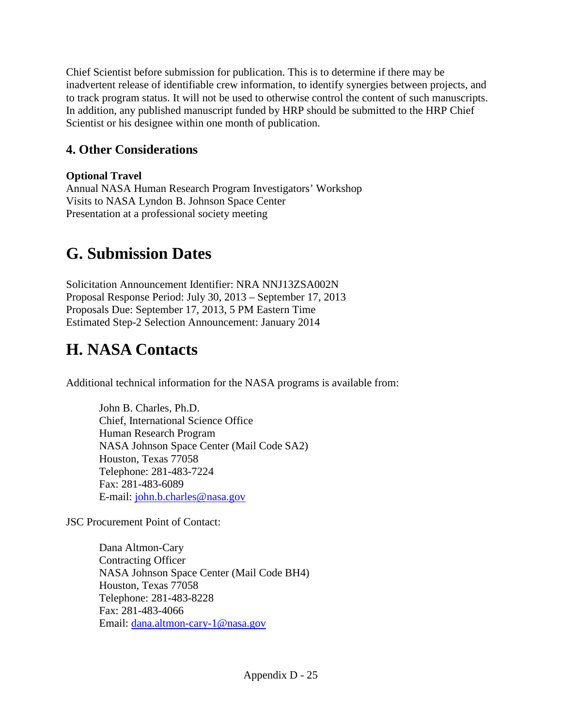Chief Scientist before submission for publication. This is to determine if there may be inadvertent release of identifiable crew information, to identify synergies between projects, and to track program status. It will not be used to otherwise control the content of such manuscripts. In addition, any published manuscript funded by HRP should be submitted to the HRP Chief Scientist or his designee within one month of publication.

### 4. Other Considerations

**Optional Travel**
Annual NASA Human Research Program Investigators' Workshop
Visits to NASA Lyndon B. Johnson Space Center
Presentation at a professional society meeting

## G. Submission Dates

Solicitation Announcement Identifier: NRA NNJ13ZSA002N
Proposal Response Period: July 30, 2013 – September 17, 2013
Proposals Due: September 17, 2013, 5 PM Eastern Time
Estimated Step-2 Selection Announcement: January 2014

## H. NASA Contacts

Additional technical information for the NASA programs is available from:

John B. Charles, Ph.D.
Chief, International Science Office
Human Research Program
NASA Johnson Space Center (Mail Code SA2)
Houston, Texas 77058
Telephone: 281-483-7224
Fax: 281-483-6089
E-mail: john.b.charles@nasa.gov

JSC Procurement Point of Contact:

Dana Altmon-Cary
Contracting Officer
NASA Johnson Space Center (Mail Code BH4)
Houston, Texas 77058
Telephone: 281-483-8228
Fax: 281-483-4066
Email: dana.altmon-cary-1@nasa.gov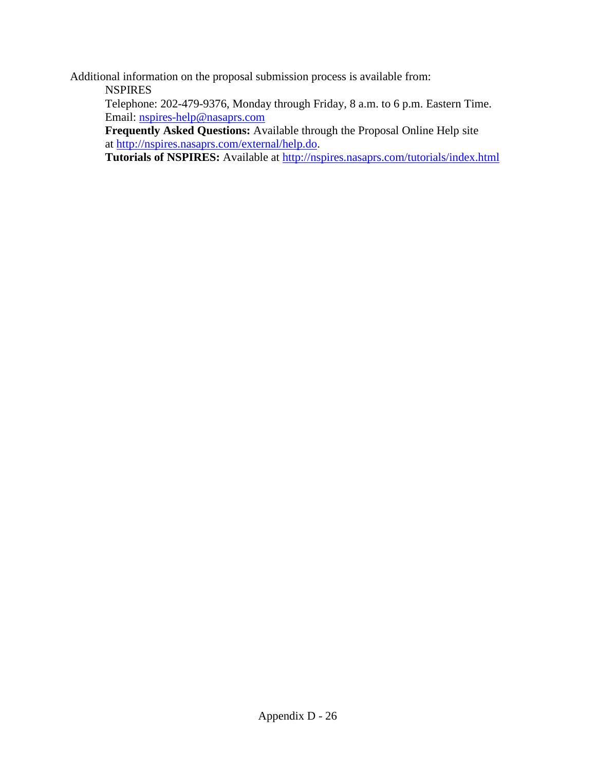Additional information on the proposal submission process is available from:

NSPIRES
Telephone: 202-479-9376, Monday through Friday, 8 a.m. to 6 p.m. Eastern Time.
Email: nspires-help@nasaprs.com
**Frequently Asked Questions:** Available through the Proposal Online Help site at http://nspires.nasaprs.com/external/help.do.
**Tutorials of NSPIRES:** Available at http://nspires.nasaprs.com/tutorials/index.html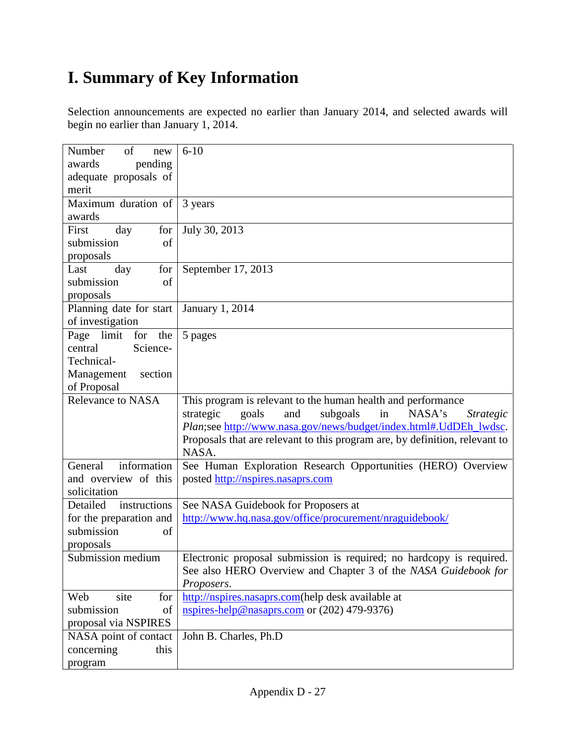# I. Summary of Key Information

Selection announcements are expected no earlier than January 2014, and selected awards will begin no earlier than January 1, 2014.

| | |
|---|---|
| Number of new awards pending adequate proposals of merit | 6-10 |
| Maximum duration of awards | 3 years |
| First day for submission of proposals | July 30, 2013 |
| Last day for submission of proposals | September 17, 2013 |
| Planning date for start of investigation | January 1, 2014 |
| Page limit for the central Science-Technical-Management section of Proposal | 5 pages |
| Relevance to NASA | This program is relevant to the human health and performance strategic goals and subgoals in NASA's *Strategic Plan*;see http://www.nasa.gov/news/budget/index.html#.UdDEh_lwdsc. Proposals that are relevant to this program are, by definition, relevant to NASA. |
| General information and overview of this solicitation | See Human Exploration Research Opportunities (HERO) Overview posted http://nspires.nasaprs.com |
| Detailed instructions for the preparation and submission of proposals | See NASA Guidebook for Proposers at http://www.hq.nasa.gov/office/procurement/nraguidebook/ |
| Submission medium | Electronic proposal submission is required; no hardcopy is required. See also HERO Overview and Chapter 3 of the *NASA Guidebook for Proposers*. |
| Web site for submission of proposal via NSPIRES | http://nspires.nasaprs.com(help desk available at nspires-help@nasaprs.com or (202) 479-9376) |
| NASA point of contact concerning this program | John B. Charles, Ph.D |